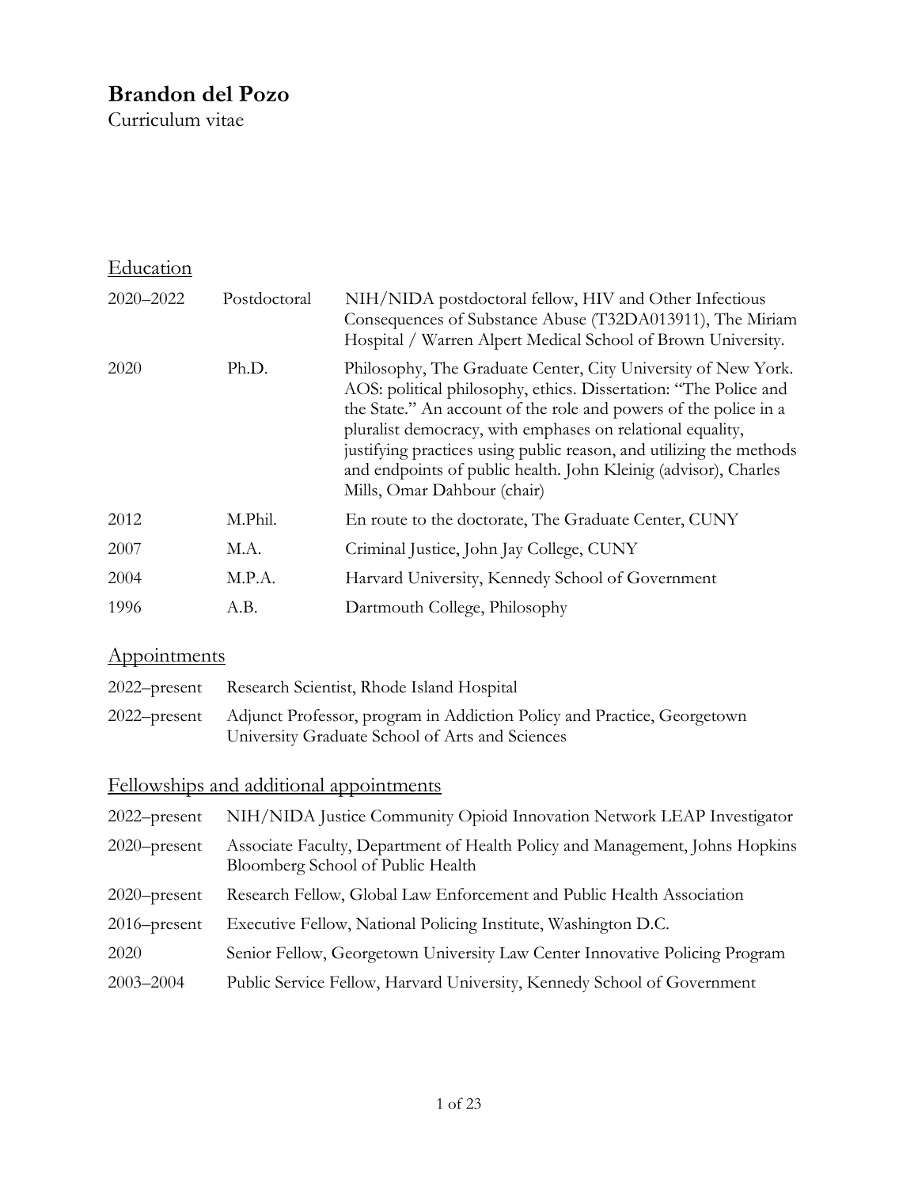# Brandon del Pozo

Curriculum vitae

## Education

| | | |
|---|---|---|
| 2020–2022 | Postdoctoral | NIH/NIDA postdoctoral fellow, HIV and Other Infectious Consequences of Substance Abuse (T32DA013911), The Miriam Hospital / Warren Alpert Medical School of Brown University. |
| 2020 | Ph.D. | Philosophy, The Graduate Center, City University of New York. AOS: political philosophy, ethics. Dissertation: "The Police and the State." An account of the role and powers of the police in a pluralist democracy, with emphases on relational equality, justifying practices using public reason, and utilizing the methods and endpoints of public health. John Kleinig (advisor), Charles Mills, Omar Dahbour (chair) |
| 2012 | M.Phil. | En route to the doctorate, The Graduate Center, CUNY |
| 2007 | M.A. | Criminal Justice, John Jay College, CUNY |
| 2004 | M.P.A. | Harvard University, Kennedy School of Government |
| 1996 | A.B. | Dartmouth College, Philosophy |

## Appointments

| | |
|---|---|
| 2022–present | Research Scientist, Rhode Island Hospital |
| 2022–present | Adjunct Professor, program in Addiction Policy and Practice, Georgetown University Graduate School of Arts and Sciences |

## Fellowships and additional appointments

| | |
|---|---|
| 2022–present | NIH/NIDA Justice Community Opioid Innovation Network LEAP Investigator |
| 2020–present | Associate Faculty, Department of Health Policy and Management, Johns Hopkins Bloomberg School of Public Health |
| 2020–present | Research Fellow, Global Law Enforcement and Public Health Association |
| 2016–present | Executive Fellow, National Policing Institute, Washington D.C. |
| 2020 | Senior Fellow, Georgetown University Law Center Innovative Policing Program |
| 2003–2004 | Public Service Fellow, Harvard University, Kennedy School of Government |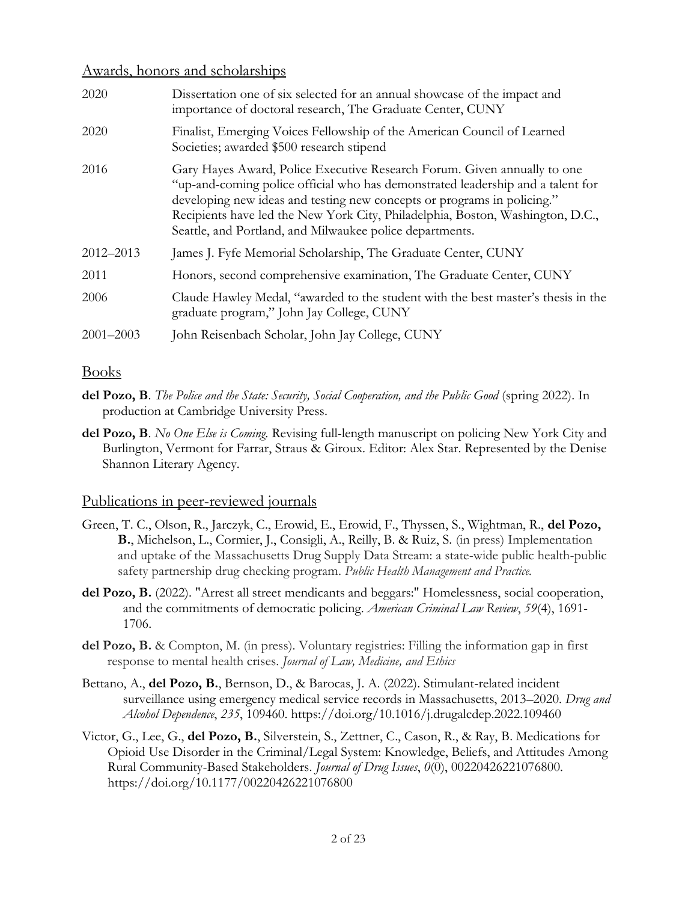## Awards, honors and scholarships

| | |
|---|---|
| 2020 | Dissertation one of six selected for an annual showcase of the impact and importance of doctoral research, The Graduate Center, CUNY |
| 2020 | Finalist, Emerging Voices Fellowship of the American Council of Learned Societies; awarded $500 research stipend |
| 2016 | Gary Hayes Award, Police Executive Research Forum. Given annually to one "up-and-coming police official who has demonstrated leadership and a talent for developing new ideas and testing new concepts or programs in policing." Recipients have led the New York City, Philadelphia, Boston, Washington, D.C., Seattle, and Portland, and Milwaukee police departments. |
| 2012–2013 | James J. Fyfe Memorial Scholarship, The Graduate Center, CUNY |
| 2011 | Honors, second comprehensive examination, The Graduate Center, CUNY |
| 2006 | Claude Hawley Medal, "awarded to the student with the best master's thesis in the graduate program," John Jay College, CUNY |
| 2001–2003 | John Reisenbach Scholar, John Jay College, CUNY |

## Books

**del Pozo, B**. *The Police and the State: Security, Social Cooperation, and the Public Good* (spring 2022). In production at Cambridge University Press.

**del Pozo, B**. *No One Else is Coming.* Revising full-length manuscript on policing New York City and Burlington, Vermont for Farrar, Straus & Giroux. Editor: Alex Star. Represented by the Denise Shannon Literary Agency.

## Publications in peer-reviewed journals

Green, T. C., Olson, R., Jarczyk, C., Erowid, E., Erowid, F., Thyssen, S., Wightman, R., **del Pozo, B.**, Michelson, L., Cormier, J., Consigli, A., Reilly, B. & Ruiz, S. (in press) Implementation and uptake of the Massachusetts Drug Supply Data Stream: a state-wide public health-public safety partnership drug checking program. *Public Health Management and Practice.*

**del Pozo, B.** (2022). "Arrest all street mendicants and beggars:" Homelessness, social cooperation, and the commitments of democratic policing. *American Criminal Law Review*, *59*(4), 1691-1706.

**del Pozo, B.** & Compton, M. (in press). Voluntary registries: Filling the information gap in first response to mental health crises. *Journal of Law, Medicine, and Ethics*

Bettano, A., **del Pozo, B.**, Bernson, D., & Barocas, J. A. (2022). Stimulant-related incident surveillance using emergency medical service records in Massachusetts, 2013–2020. *Drug and Alcohol Dependence*, *235*, 109460. https://doi.org/10.1016/j.drugalcdep.2022.109460

Victor, G., Lee, G., **del Pozo, B.**, Silverstein, S., Zettner, C., Cason, R., & Ray, B. Medications for Opioid Use Disorder in the Criminal/Legal System: Knowledge, Beliefs, and Attitudes Among Rural Community-Based Stakeholders. *Journal of Drug Issues*, *0*(0), 00220426221076800. https://doi.org/10.1177/00220426221076800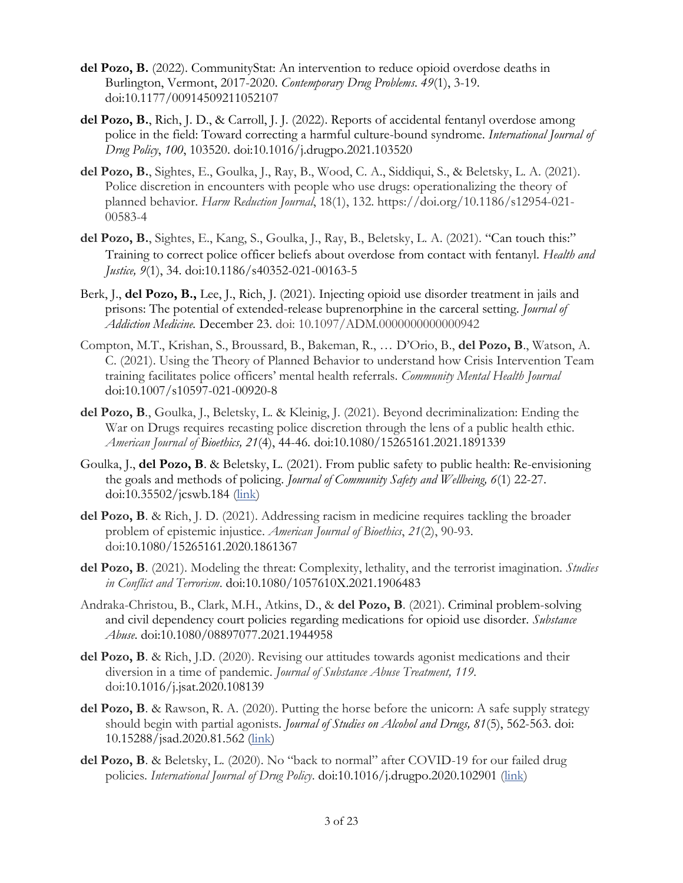**del Pozo, B.** (2022). CommunityStat: An intervention to reduce opioid overdose deaths in Burlington, Vermont, 2017-2020. *Contemporary Drug Problems*. *49*(1), 3-19. doi:10.1177/00914509211052107

**del Pozo, B.**, Rich, J. D., & Carroll, J. J. (2022). Reports of accidental fentanyl overdose among police in the field: Toward correcting a harmful culture-bound syndrome. *International Journal of Drug Policy*, *100*, 103520. doi:10.1016/j.drugpo.2021.103520

**del Pozo, B.**, Sightes, E., Goulka, J., Ray, B., Wood, C. A., Siddiqui, S., & Beletsky, L. A. (2021). Police discretion in encounters with people who use drugs: operationalizing the theory of planned behavior. *Harm Reduction Journal*, 18(1), 132. https://doi.org/10.1186/s12954-021-00583-4

**del Pozo, B.**, Sightes, E., Kang, S., Goulka, J., Ray, B., Beletsky, L. A. (2021). "Can touch this:" Training to correct police officer beliefs about overdose from contact with fentanyl. *Health and Justice, 9*(1), 34. doi:10.1186/s40352-021-00163-5

Berk, J., **del Pozo, B.,** Lee, J., Rich, J. (2021). Injecting opioid use disorder treatment in jails and prisons: The potential of extended-release buprenorphine in the carceral setting. *Journal of Addiction Medicine.* December 23. doi: 10.1097/ADM.0000000000000942

Compton, M.T., Krishan, S., Broussard, B., Bakeman, R., … D'Orio, B., **del Pozo, B**., Watson, A. C. (2021). Using the Theory of Planned Behavior to understand how Crisis Intervention Team training facilitates police officers' mental health referrals. *Community Mental Health Journal* doi:10.1007/s10597-021-00920-8

**del Pozo, B**., Goulka, J., Beletsky, L. & Kleinig, J. (2021). Beyond decriminalization: Ending the War on Drugs requires recasting police discretion through the lens of a public health ethic. *American Journal of Bioethics, 21*(4), 44-46. doi:10.1080/15265161.2021.1891339

Goulka, J., **del Pozo, B**. & Beletsky, L. (2021). From public safety to public health: Re-envisioning the goals and methods of policing. *Journal of Community Safety and Wellbeing, 6*(1) 22-27. doi:10.35502/jcswb.184 (link)

**del Pozo, B**. & Rich, J. D. (2021). Addressing racism in medicine requires tackling the broader problem of epistemic injustice. *American Journal of Bioethics*, *21*(2), 90-93. doi:10.1080/15265161.2020.1861367

**del Pozo, B**. (2021). Modeling the threat: Complexity, lethality, and the terrorist imagination. *Studies in Conflict and Terrorism*. doi:10.1080/1057610X.2021.1906483

Andraka-Christou, B., Clark, M.H., Atkins, D., & **del Pozo, B**. (2021). Criminal problem-solving and civil dependency court policies regarding medications for opioid use disorder. *Substance Abuse*. doi:10.1080/08897077.2021.1944958

**del Pozo, B**. & Rich, J.D. (2020). Revising our attitudes towards agonist medications and their diversion in a time of pandemic. *Journal of Substance Abuse Treatment, 119*. doi:10.1016/j.jsat.2020.108139

**del Pozo, B**. & Rawson, R. A. (2020). Putting the horse before the unicorn: A safe supply strategy should begin with partial agonists. *Journal of Studies on Alcohol and Drugs, 81*(5), 562-563. doi: 10.15288/jsad.2020.81.562 (link)

**del Pozo, B**. & Beletsky, L. (2020). No "back to normal" after COVID-19 for our failed drug policies. *International Journal of Drug Policy*. doi:10.1016/j.drugpo.2020.102901 (link)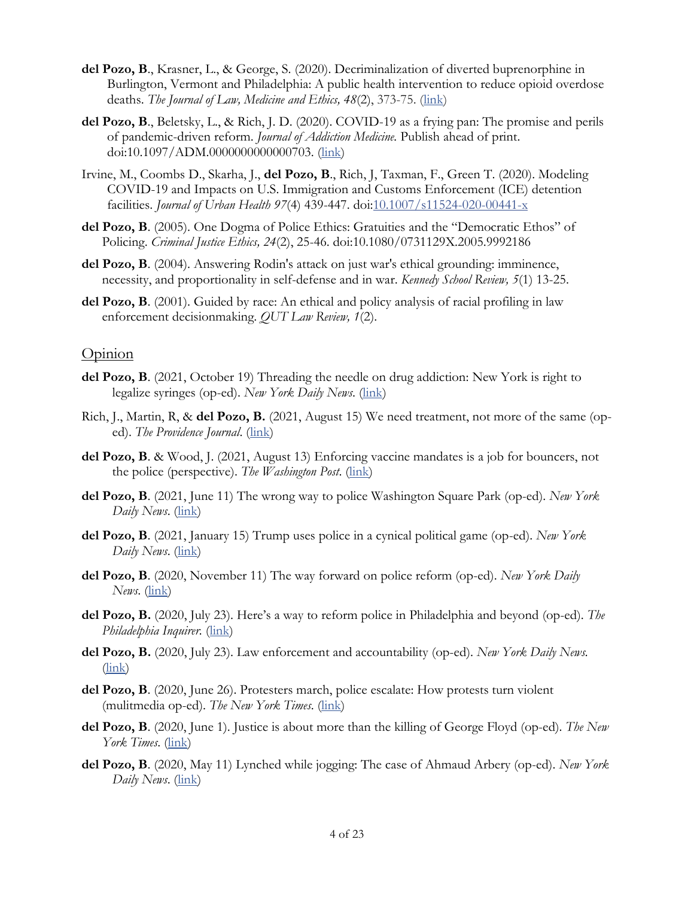**del Pozo, B**., Krasner, L., & George, S. (2020). Decriminalization of diverted buprenorphine in Burlington, Vermont and Philadelphia: A public health intervention to reduce opioid overdose deaths. *The Journal of Law, Medicine and Ethics, 48*(2), 373-75. (link)

**del Pozo, B**., Beletsky, L., & Rich, J. D. (2020). COVID-19 as a frying pan: The promise and perils of pandemic-driven reform. *Journal of Addiction Medicine.* Publish ahead of print. doi:10.1097/ADM.0000000000000703. (link)

Irvine, M., Coombs D., Skarha, J., **del Pozo, B**., Rich, J, Taxman, F., Green T. (2020). Modeling COVID-19 and Impacts on U.S. Immigration and Customs Enforcement (ICE) detention facilities. *Journal of Urban Health 97*(4) 439-447. doi:10.1007/s11524-020-00441-x

**del Pozo, B**. (2005). One Dogma of Police Ethics: Gratuities and the "Democratic Ethos" of Policing. *Criminal Justice Ethics, 24*(2), 25-46. doi:10.1080/0731129X.2005.9992186

**del Pozo, B**. (2004). Answering Rodin's attack on just war's ethical grounding: imminence, necessity, and proportionality in self-defense and in war. *Kennedy School Review, 5*(1) 13-25.

**del Pozo, B**. (2001). Guided by race: An ethical and policy analysis of racial profiling in law enforcement decisionmaking. *QUT Law Review, 1*(2).

## Opinion

**del Pozo, B**. (2021, October 19) Threading the needle on drug addiction: New York is right to legalize syringes (op-ed). *New York Daily News*. (link)

Rich, J., Martin, R, & **del Pozo, B.** (2021, August 15) We need treatment, not more of the same (op-ed). *The Providence Journal*. (link)

**del Pozo, B**. & Wood, J. (2021, August 13) Enforcing vaccine mandates is a job for bouncers, not the police (perspective). *The Washington Post*. (link)

**del Pozo, B**. (2021, June 11) The wrong way to police Washington Square Park (op-ed). *New York Daily News*. (link)

**del Pozo, B**. (2021, January 15) Trump uses police in a cynical political game (op-ed). *New York Daily News*. (link)

**del Pozo, B**. (2020, November 11) The way forward on police reform (op-ed). *New York Daily News*. (link)

**del Pozo, B.** (2020, July 23). Here's a way to reform police in Philadelphia and beyond (op-ed). *The Philadelphia Inquirer*. (link)

**del Pozo, B.** (2020, July 23). Law enforcement and accountability (op-ed). *New York Daily News.* (link)

**del Pozo, B**. (2020, June 26). Protesters march, police escalate: How protests turn violent (mulitmedia op-ed). *The New York Times.* (link)

**del Pozo, B**. (2020, June 1). Justice is about more than the killing of George Floyd (op-ed). *The New York Times*. (link)

**del Pozo, B**. (2020, May 11) Lynched while jogging: The case of Ahmaud Arbery (op-ed). *New York Daily News*. (link)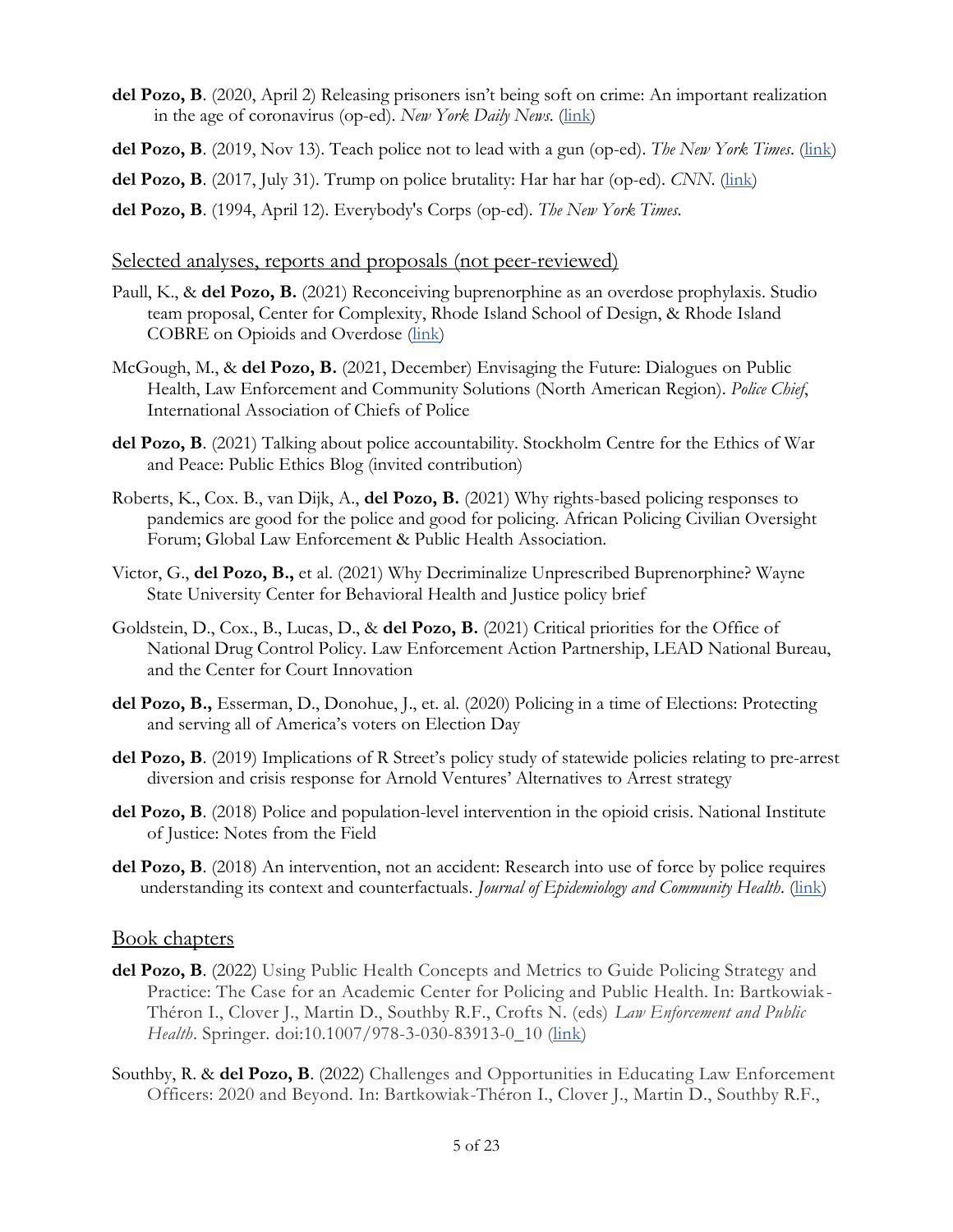**del Pozo, B**. (2020, April 2) Releasing prisoners isn't being soft on crime: An important realization in the age of coronavirus (op-ed). *New York Daily News*. (link)

**del Pozo, B**. (2019, Nov 13). Teach police not to lead with a gun (op-ed). *The New York Times*. (link)

**del Pozo, B**. (2017, July 31). Trump on police brutality: Har har har (op-ed). *CNN*. (link)

**del Pozo, B**. (1994, April 12). Everybody's Corps (op-ed). *The New York Times*.

## Selected analyses, reports and proposals (not peer-reviewed)

Paull, K., & **del Pozo, B.** (2021) Reconceiving buprenorphine as an overdose prophylaxis. Studio team proposal, Center for Complexity, Rhode Island School of Design, & Rhode Island COBRE on Opioids and Overdose (link)

McGough, M., & **del Pozo, B.** (2021, December) Envisaging the Future: Dialogues on Public Health, Law Enforcement and Community Solutions (North American Region). *Police Chief*, International Association of Chiefs of Police

**del Pozo, B**. (2021) Talking about police accountability. Stockholm Centre for the Ethics of War and Peace: Public Ethics Blog (invited contribution)

Roberts, K., Cox. B., van Dijk, A., **del Pozo, B.** (2021) Why rights-based policing responses to pandemics are good for the police and good for policing. African Policing Civilian Oversight Forum; Global Law Enforcement & Public Health Association.

Victor, G., **del Pozo, B.,** et al. (2021) Why Decriminalize Unprescribed Buprenorphine? Wayne State University Center for Behavioral Health and Justice policy brief

Goldstein, D., Cox., B., Lucas, D., & **del Pozo, B.** (2021) Critical priorities for the Office of National Drug Control Policy. Law Enforcement Action Partnership, LEAD National Bureau, and the Center for Court Innovation

**del Pozo, B.,** Esserman, D., Donohue, J., et. al. (2020) Policing in a time of Elections: Protecting and serving all of America's voters on Election Day

**del Pozo, B**. (2019) Implications of R Street's policy study of statewide policies relating to pre-arrest diversion and crisis response for Arnold Ventures' Alternatives to Arrest strategy

**del Pozo, B**. (2018) Police and population-level intervention in the opioid crisis. National Institute of Justice: Notes from the Field

**del Pozo, B**. (2018) An intervention, not an accident: Research into use of force by police requires understanding its context and counterfactuals. *Journal of Epidemiology and Community Health*. (link)

## Book chapters

**del Pozo, B**. (2022) Using Public Health Concepts and Metrics to Guide Policing Strategy and Practice: The Case for an Academic Center for Policing and Public Health. In: Bartkowiak-Théron I., Clover J., Martin D., Southby R.F., Crofts N. (eds) *Law Enforcement and Public Health*. Springer. doi:10.1007/978-3-030-83913-0_10 (link)

Southby, R. & **del Pozo, B**. (2022) Challenges and Opportunities in Educating Law Enforcement Officers: 2020 and Beyond. In: Bartkowiak-Théron I., Clover J., Martin D., Southby R.F.,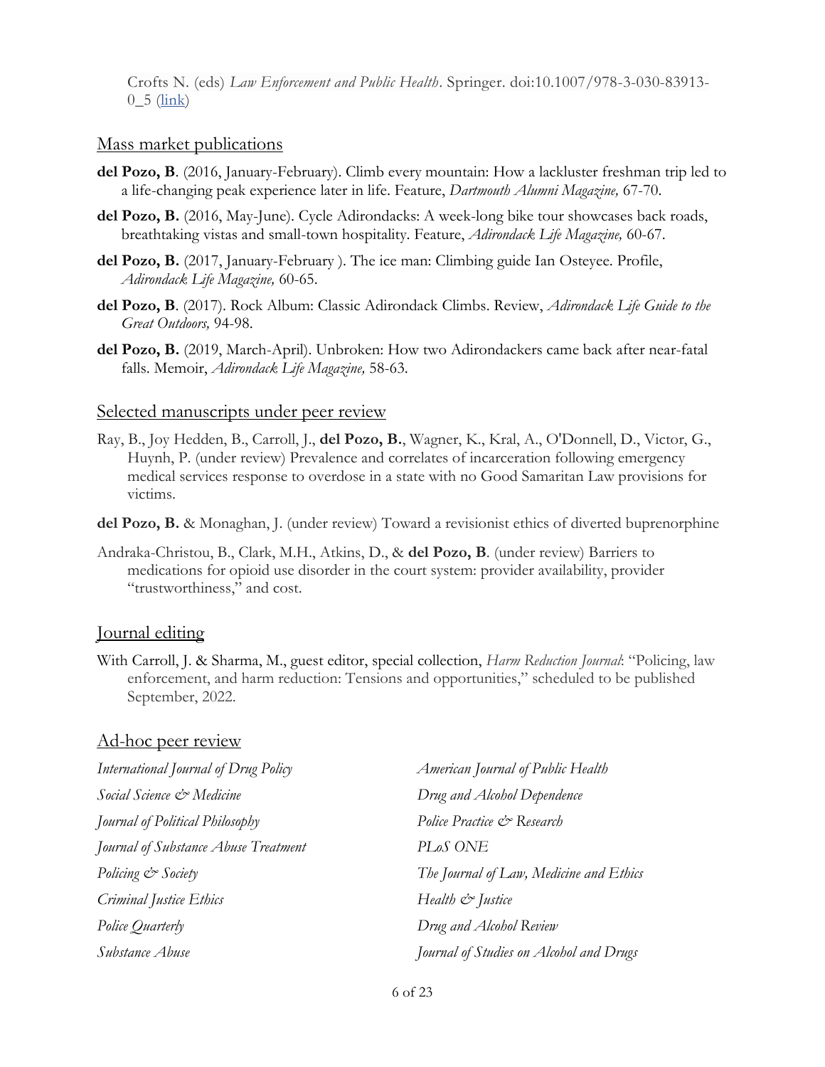Crofts N. (eds) *Law Enforcement and Public Health*. Springer. doi:10.1007/978-3-030-83913-0_5 ([link](link))

## Mass market publications

**del Pozo, B**. (2016, January-February). Climb every mountain: How a lackluster freshman trip led to a life-changing peak experience later in life. Feature, *Dartmouth Alumni Magazine,* 67-70.

**del Pozo, B.** (2016, May-June). Cycle Adirondacks: A week-long bike tour showcases back roads, breathtaking vistas and small-town hospitality. Feature, *Adirondack Life Magazine,* 60-67.

**del Pozo, B.** (2017, January-February ). The ice man: Climbing guide Ian Osteyee. Profile, *Adirondack Life Magazine,* 60-65.

**del Pozo, B**. (2017). Rock Album: Classic Adirondack Climbs. Review, *Adirondack Life Guide to the Great Outdoors,* 94-98.

**del Pozo, B.** (2019, March-April). Unbroken: How two Adirondackers came back after near-fatal falls. Memoir, *Adirondack Life Magazine,* 58-63.

## Selected manuscripts under peer review

Ray, B., Joy Hedden, B., Carroll, J., **del Pozo, B.**, Wagner, K., Kral, A., O'Donnell, D., Victor, G., Huynh, P. (under review) Prevalence and correlates of incarceration following emergency medical services response to overdose in a state with no Good Samaritan Law provisions for victims.

**del Pozo, B.** & Monaghan, J. (under review) Toward a revisionist ethics of diverted buprenorphine

Andraka-Christou, B., Clark, M.H., Atkins, D., & **del Pozo, B**. (under review) Barriers to medications for opioid use disorder in the court system: provider availability, provider "trustworthiness," and cost.

## Journal editing

With Carroll, J. & Sharma, M., guest editor, special collection, *Harm Reduction Journal*: "Policing, law enforcement, and harm reduction: Tensions and opportunities," scheduled to be published September, 2022.

## Ad-hoc peer review

- *International Journal of Drug Policy*
- *Social Science & Medicine*
- *Journal of Political Philosophy*
- *Journal of Substance Abuse Treatment*
- *Policing & Society*
- *Criminal Justice Ethics*
- *Police Quarterly*
- *Substance Abuse*
- *American Journal of Public Health*
- *Drug and Alcohol Dependence*
- *Police Practice & Research*
- *PLoS ONE*
- *The Journal of Law, Medicine and Ethics*
- *Health & Justice*
- *Drug and Alcohol Review*
- *Journal of Studies on Alcohol and Drugs*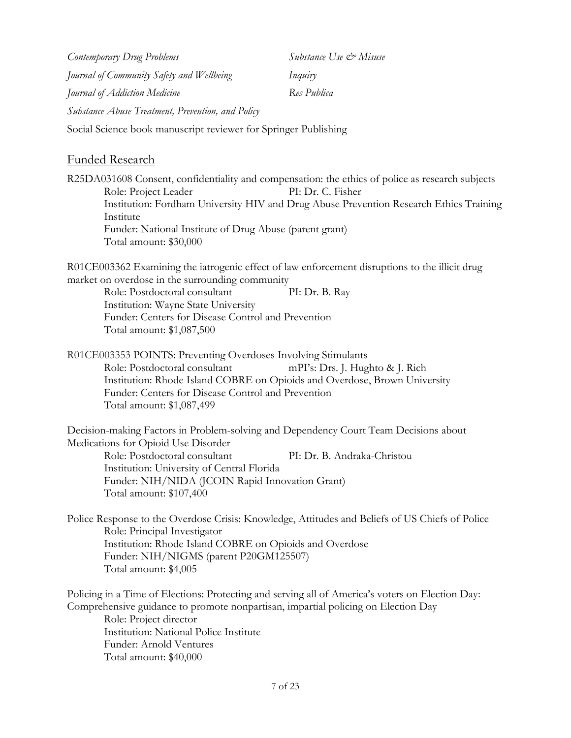*Contemporary Drug Problems*

*Substance Use & Misuse*

*Journal of Community Safety and Wellbeing*

*Inquiry*

*Journal of Addiction Medicine*

*Res Publica*

*Substance Abuse Treatment, Prevention, and Policy*

Social Science book manuscript reviewer for Springer Publishing

## Funded Research

R25DA031608 Consent, confidentiality and compensation: the ethics of police as research subjects
Role: Project Leader PI: Dr. C. Fisher
Institution: Fordham University HIV and Drug Abuse Prevention Research Ethics Training Institute
Funder: National Institute of Drug Abuse (parent grant)
Total amount: $30,000

R01CE003362 Examining the iatrogenic effect of law enforcement disruptions to the illicit drug market on overdose in the surrounding community
Role: Postdoctoral consultant PI: Dr. B. Ray
Institution: Wayne State University
Funder: Centers for Disease Control and Prevention
Total amount: $1,087,500

R01CE003353 POINTS: Preventing Overdoses Involving Stimulants
Role: Postdoctoral consultant mPI's: Drs. J. Hughto & J. Rich
Institution: Rhode Island COBRE on Opioids and Overdose, Brown University
Funder: Centers for Disease Control and Prevention
Total amount: $1,087,499

Decision-making Factors in Problem-solving and Dependency Court Team Decisions about Medications for Opioid Use Disorder
Role: Postdoctoral consultant PI: Dr. B. Andraka-Christou
Institution: University of Central Florida
Funder: NIH/NIDA (JCOIN Rapid Innovation Grant)
Total amount: $107,400

Police Response to the Overdose Crisis: Knowledge, Attitudes and Beliefs of US Chiefs of Police
Role: Principal Investigator
Institution: Rhode Island COBRE on Opioids and Overdose
Funder: NIH/NIGMS (parent P20GM125507)
Total amount: $4,005

Policing in a Time of Elections: Protecting and serving all of America's voters on Election Day: Comprehensive guidance to promote nonpartisan, impartial policing on Election Day
Role: Project director
Institution: National Police Institute
Funder: Arnold Ventures
Total amount: $40,000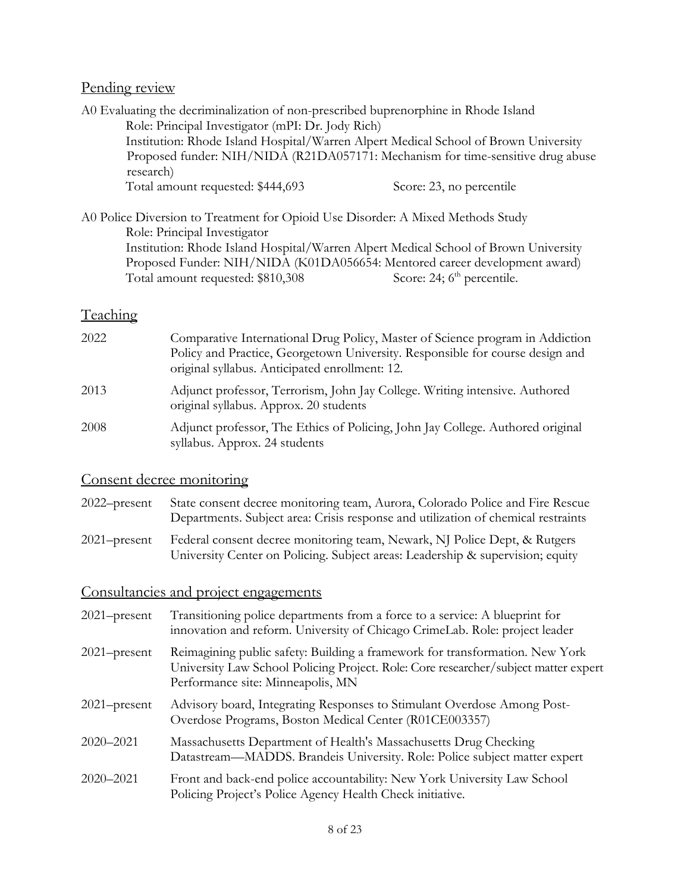## Pending review

A0 Evaluating the decriminalization of non-prescribed buprenorphine in Rhode Island
  Role: Principal Investigator (mPI: Dr. Jody Rich)
  Institution: Rhode Island Hospital/Warren Alpert Medical School of Brown University
  Proposed funder: NIH/NIDA (R21DA057171: Mechanism for time-sensitive drug abuse research)
  Total amount requested: $444,693    Score: 23, no percentile

A0 Police Diversion to Treatment for Opioid Use Disorder: A Mixed Methods Study
  Role: Principal Investigator
  Institution: Rhode Island Hospital/Warren Alpert Medical School of Brown University
  Proposed Funder: NIH/NIDA (K01DA056654: Mentored career development award)
  Total amount requested: $810,308    Score: 24; 6th percentile.

## Teaching

| | |
|---|---|
| 2022 | Comparative International Drug Policy, Master of Science program in Addiction Policy and Practice, Georgetown University. Responsible for course design and original syllabus. Anticipated enrollment: 12. |
| 2013 | Adjunct professor, Terrorism, John Jay College. Writing intensive. Authored original syllabus. Approx. 20 students |
| 2008 | Adjunct professor, The Ethics of Policing, John Jay College. Authored original syllabus. Approx. 24 students |

## Consent decree monitoring

| | |
|---|---|
| 2022–present | State consent decree monitoring team, Aurora, Colorado Police and Fire Rescue Departments. Subject area: Crisis response and utilization of chemical restraints |
| 2021–present | Federal consent decree monitoring team, Newark, NJ Police Dept, & Rutgers University Center on Policing. Subject areas: Leadership & supervision; equity |

## Consultancies and project engagements

| | |
|---|---|
| 2021–present | Transitioning police departments from a force to a service: A blueprint for innovation and reform. University of Chicago CrimeLab. Role: project leader |
| 2021–present | Reimagining public safety: Building a framework for transformation. New York University Law School Policing Project. Role: Core researcher/subject matter expert Performance site: Minneapolis, MN |
| 2021–present | Advisory board, Integrating Responses to Stimulant Overdose Among Post-Overdose Programs, Boston Medical Center (R01CE003357) |
| 2020–2021 | Massachusetts Department of Health's Massachusetts Drug Checking Datastream—MADDS. Brandeis University. Role: Police subject matter expert |
| 2020–2021 | Front and back-end police accountability: New York University Law School Policing Project's Police Agency Health Check initiative. |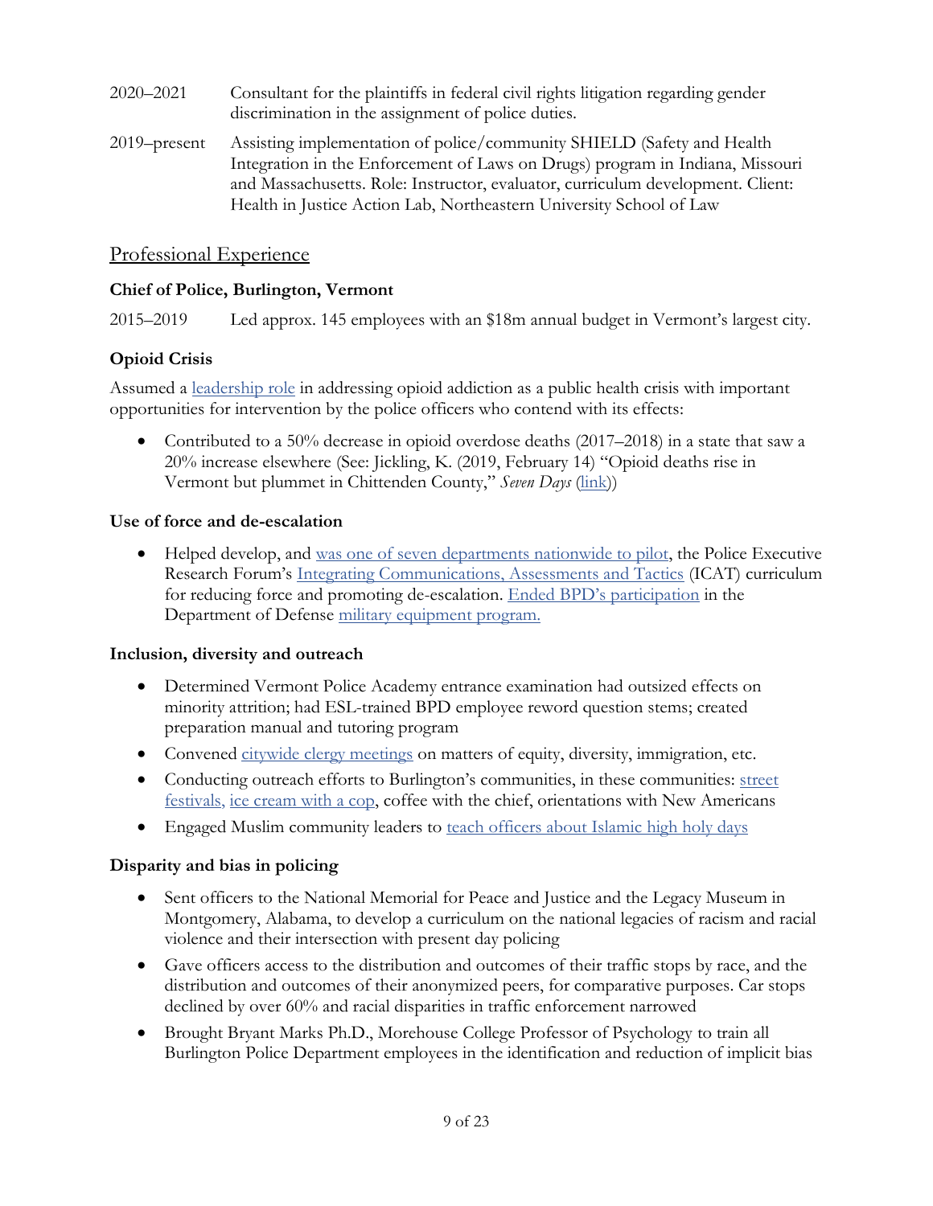2020–2021 Consultant for the plaintiffs in federal civil rights litigation regarding gender discrimination in the assignment of police duties.

2019–present Assisting implementation of police/community SHIELD (Safety and Health Integration in the Enforcement of Laws on Drugs) program in Indiana, Missouri and Massachusetts. Role: Instructor, evaluator, curriculum development. Client: Health in Justice Action Lab, Northeastern University School of Law

## Professional Experience

**Chief of Police, Burlington, Vermont**

2015–2019 Led approx. 145 employees with an $18m annual budget in Vermont's largest city.

### Opioid Crisis

Assumed a leadership role in addressing opioid addiction as a public health crisis with important opportunities for intervention by the police officers who contend with its effects:

- Contributed to a 50% decrease in opioid overdose deaths (2017–2018) in a state that saw a 20% increase elsewhere (See: Jickling, K. (2019, February 14) "Opioid deaths rise in Vermont but plummet in Chittenden County," *Seven Days* (link))

### Use of force and de-escalation

- Helped develop, and was one of seven departments nationwide to pilot, the Police Executive Research Forum's Integrating Communications, Assessments and Tactics (ICAT) curriculum for reducing force and promoting de-escalation. Ended BPD's participation in the Department of Defense military equipment program.

### Inclusion, diversity and outreach

- Determined Vermont Police Academy entrance examination had outsized effects on minority attrition; had ESL-trained BPD employee reword question stems; created preparation manual and tutoring program
- Convened citywide clergy meetings on matters of equity, diversity, immigration, etc.
- Conducting outreach efforts to Burlington's communities, in these communities: street festivals, ice cream with a cop, coffee with the chief, orientations with New Americans
- Engaged Muslim community leaders to teach officers about Islamic high holy days

### Disparity and bias in policing

- Sent officers to the National Memorial for Peace and Justice and the Legacy Museum in Montgomery, Alabama, to develop a curriculum on the national legacies of racism and racial violence and their intersection with present day policing
- Gave officers access to the distribution and outcomes of their traffic stops by race, and the distribution and outcomes of their anonymized peers, for comparative purposes. Car stops declined by over 60% and racial disparities in traffic enforcement narrowed
- Brought Bryant Marks Ph.D., Morehouse College Professor of Psychology to train all Burlington Police Department employees in the identification and reduction of implicit bias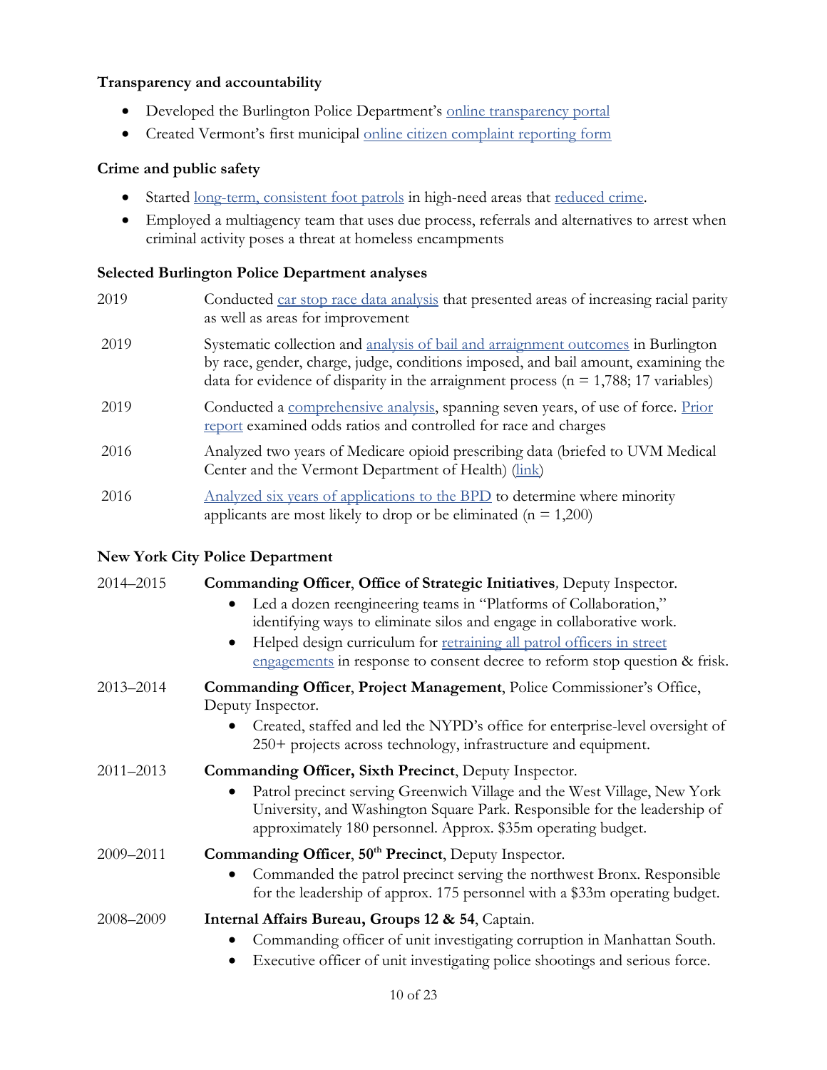### Transparency and accountability

- Developed the Burlington Police Department's online transparency portal
- Created Vermont's first municipal online citizen complaint reporting form

### Crime and public safety

- Started long-term, consistent foot patrols in high-need areas that reduced crime.
- Employed a multiagency team that uses due process, referrals and alternatives to arrest when criminal activity poses a threat at homeless encampments

### Selected Burlington Police Department analyses

2019 — Conducted car stop race data analysis that presented areas of increasing racial parity as well as areas for improvement

2019 — Systematic collection and analysis of bail and arraignment outcomes in Burlington by race, gender, charge, judge, conditions imposed, and bail amount, examining the data for evidence of disparity in the arraignment process (n = 1,788; 17 variables)

2019 — Conducted a comprehensive analysis, spanning seven years, of use of force. Prior report examined odds ratios and controlled for race and charges

2016 — Analyzed two years of Medicare opioid prescribing data (briefed to UVM Medical Center and the Vermont Department of Health) (link)

2016 — Analyzed six years of applications to the BPD to determine where minority applicants are most likely to drop or be eliminated (n = 1,200)

### New York City Police Department

2014–2015 — **Commanding Officer**, **Office of Strategic Initiatives***,* Deputy Inspector.

- Led a dozen reengineering teams in "Platforms of Collaboration," identifying ways to eliminate silos and engage in collaborative work.
- Helped design curriculum for retraining all patrol officers in street engagements in response to consent decree to reform stop question & frisk.

2013–2014 — **Commanding Officer**, **Project Management**, Police Commissioner's Office, Deputy Inspector.

- Created, staffed and led the NYPD's office for enterprise-level oversight of 250+ projects across technology, infrastructure and equipment.

2011–2013 — **Commanding Officer, Sixth Precinct**, Deputy Inspector.

- Patrol precinct serving Greenwich Village and the West Village, New York University, and Washington Square Park. Responsible for the leadership of approximately 180 personnel. Approx. $35m operating budget.

2009–2011 — **Commanding Officer**, **50th Precinct**, Deputy Inspector.

- Commanded the patrol precinct serving the northwest Bronx. Responsible for the leadership of approx. 175 personnel with a $33m operating budget.

2008–2009 — **Internal Affairs Bureau, Groups 12 & 54**, Captain.

- Commanding officer of unit investigating corruption in Manhattan South.
- Executive officer of unit investigating police shootings and serious force.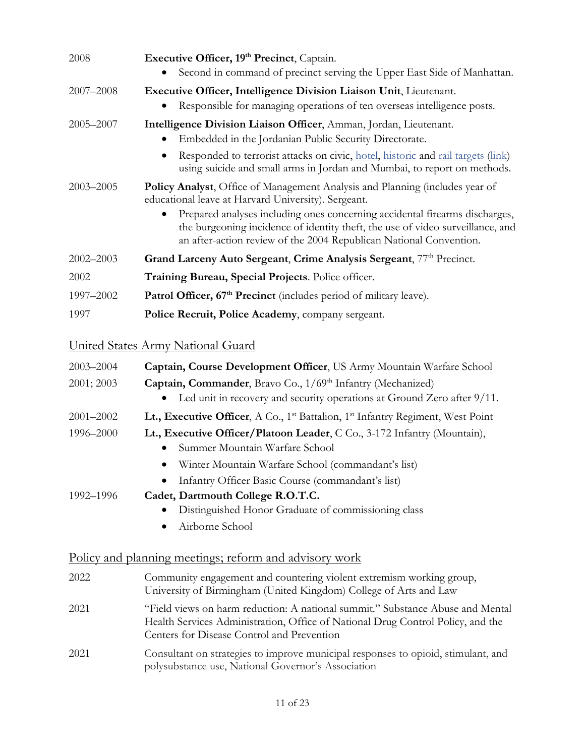2008 **Executive Officer, 19th Precinct**, Captain.

- Second in command of precinct serving the Upper East Side of Manhattan.

2007–2008 **Executive Officer, Intelligence Division Liaison Unit**, Lieutenant.

- Responsible for managing operations of ten overseas intelligence posts.

2005–2007 **Intelligence Division Liaison Officer**, Amman, Jordan, Lieutenant.

- Embedded in the Jordanian Public Security Directorate.
- Responded to terrorist attacks on civic, hotel, historic and rail targets (link) using suicide and small arms in Jordan and Mumbai, to report on methods.

2003–2005 **Policy Analyst**, Office of Management Analysis and Planning (includes year of educational leave at Harvard University). Sergeant.

- Prepared analyses including ones concerning accidental firearms discharges, the burgeoning incidence of identity theft, the use of video surveillance, and an after-action review of the 2004 Republican National Convention.

2002–2003 **Grand Larceny Auto Sergeant**, **Crime Analysis Sergeant**, 77th Precinct.

2002 **Training Bureau, Special Projects**. Police officer.

1997–2002 **Patrol Officer, 67th Precinct** (includes period of military leave).

1997 **Police Recruit, Police Academy**, company sergeant.

## United States Army National Guard

2003–2004 **Captain, Course Development Officer**, US Army Mountain Warfare School

2001; 2003 **Captain, Commander**, Bravo Co., 1/69th Infantry (Mechanized)

- Led unit in recovery and security operations at Ground Zero after 9/11.

2001–2002 **Lt., Executive Officer**, A Co., 1st Battalion, 1st Infantry Regiment, West Point

1996–2000 **Lt., Executive Officer/Platoon Leader**, C Co., 3-172 Infantry (Mountain),

- Summer Mountain Warfare School
- Winter Mountain Warfare School (commandant's list)
- Infantry Officer Basic Course (commandant's list)

1992–1996 **Cadet, Dartmouth College R.O.T.C.**

- Distinguished Honor Graduate of commissioning class
- Airborne School

## Policy and planning meetings; reform and advisory work

2022 Community engagement and countering violent extremism working group, University of Birmingham (United Kingdom) College of Arts and Law

2021 "Field views on harm reduction: A national summit." Substance Abuse and Mental Health Services Administration, Office of National Drug Control Policy, and the Centers for Disease Control and Prevention

2021 Consultant on strategies to improve municipal responses to opioid, stimulant, and polysubstance use, National Governor's Association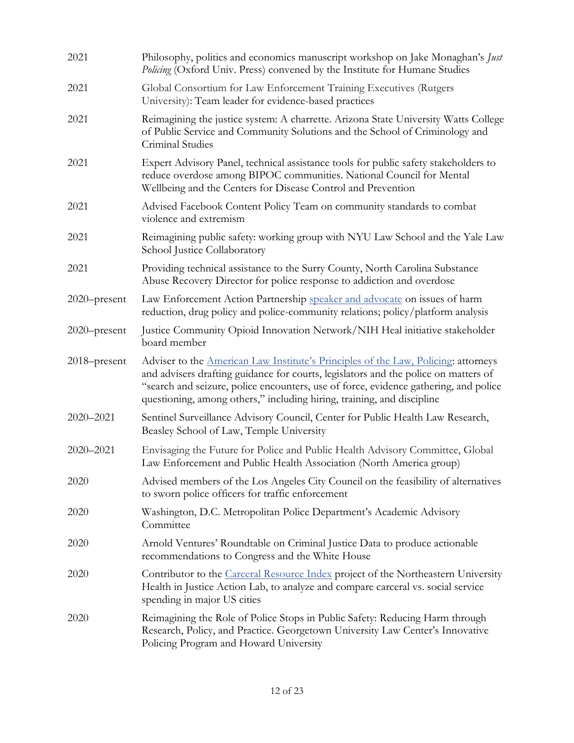| | |
|---|---|
| 2021 | Philosophy, politics and economics manuscript workshop on Jake Monaghan's *Just Policing* (Oxford Univ. Press) convened by the Institute for Humane Studies |
| 2021 | Global Consortium for Law Enforcement Training Executives (Rutgers University): Team leader for evidence-based practices |
| 2021 | Reimagining the justice system: A charrette. Arizona State University Watts College of Public Service and Community Solutions and the School of Criminology and Criminal Studies |
| 2021 | Expert Advisory Panel, technical assistance tools for public safety stakeholders to reduce overdose among BIPOC communities. National Council for Mental Wellbeing and the Centers for Disease Control and Prevention |
| 2021 | Advised Facebook Content Policy Team on community standards to combat violence and extremism |
| 2021 | Reimagining public safety: working group with NYU Law School and the Yale Law School Justice Collaboratory |
| 2021 | Providing technical assistance to the Surry County, North Carolina Substance Abuse Recovery Director for police response to addiction and overdose |
| 2020–present | Law Enforcement Action Partnership speaker and advocate on issues of harm reduction, drug policy and police-community relations; policy/platform analysis |
| 2020–present | Justice Community Opioid Innovation Network/NIH Heal initiative stakeholder board member |
| 2018–present | Adviser to the American Law Institute's Principles of the Law, Policing: attorneys and advisers drafting guidance for courts, legislators and the police on matters of "search and seizure, police encounters, use of force, evidence gathering, and police questioning, among others," including hiring, training, and discipline |
| 2020–2021 | Sentinel Surveillance Advisory Council, Center for Public Health Law Research, Beasley School of Law, Temple University |
| 2020–2021 | Envisaging the Future for Police and Public Health Advisory Committee, Global Law Enforcement and Public Health Association (North America group) |
| 2020 | Advised members of the Los Angeles City Council on the feasibility of alternatives to sworn police officers for traffic enforcement |
| 2020 | Washington, D.C. Metropolitan Police Department's Academic Advisory Committee |
| 2020 | Arnold Ventures' Roundtable on Criminal Justice Data to produce actionable recommendations to Congress and the White House |
| 2020 | Contributor to the Carceral Resource Index project of the Northeastern University Health in Justice Action Lab, to analyze and compare carceral vs. social service spending in major US cities |
| 2020 | Reimagining the Role of Police Stops in Public Safety: Reducing Harm through Research, Policy, and Practice. Georgetown University Law Center's Innovative Policing Program and Howard University |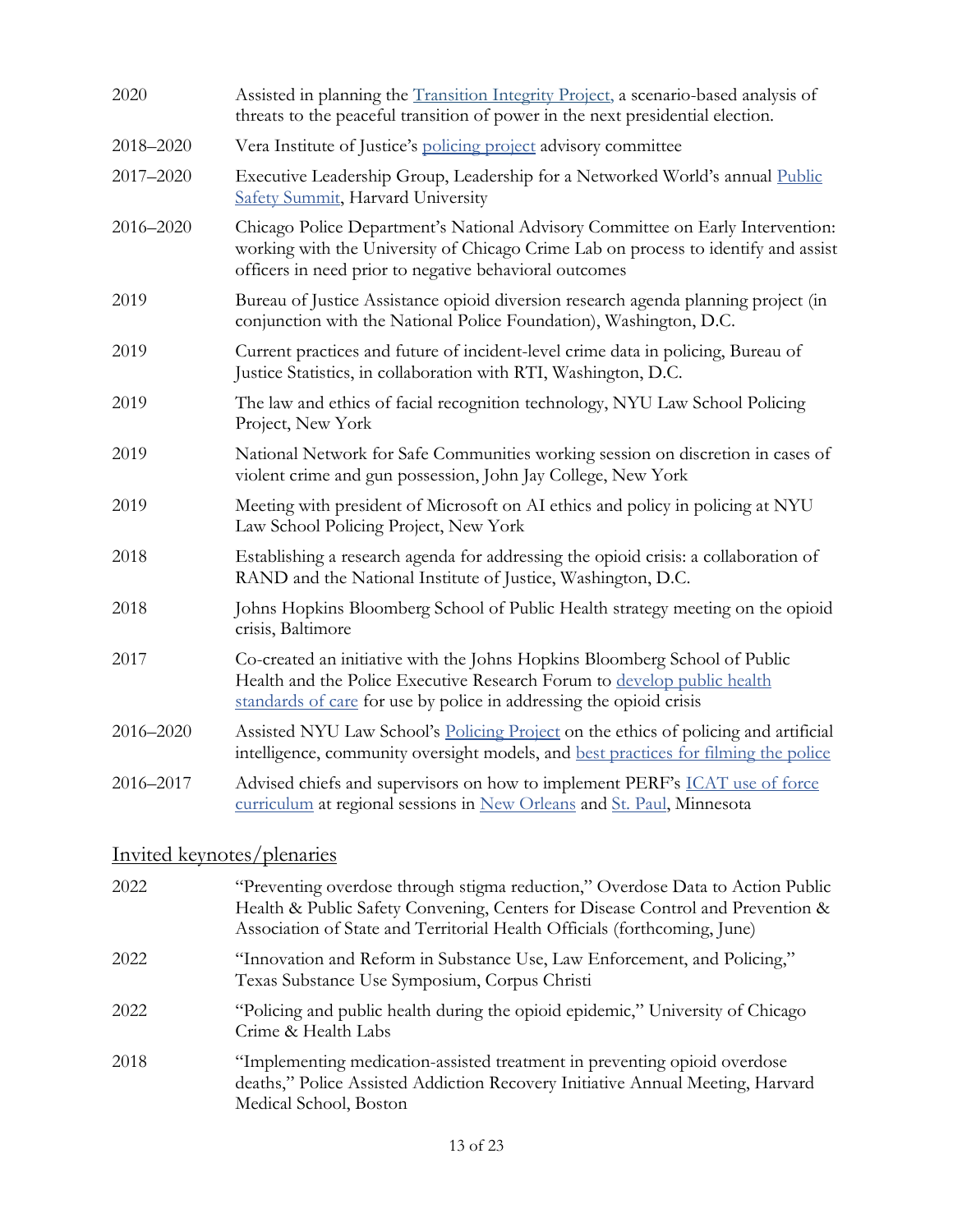| | |
|---|---|
| 2020 | Assisted in planning the Transition Integrity Project, a scenario-based analysis of threats to the peaceful transition of power in the next presidential election. |
| 2018–2020 | Vera Institute of Justice's policing project advisory committee |
| 2017–2020 | Executive Leadership Group, Leadership for a Networked World's annual Public Safety Summit, Harvard University |
| 2016–2020 | Chicago Police Department's National Advisory Committee on Early Intervention: working with the University of Chicago Crime Lab on process to identify and assist officers in need prior to negative behavioral outcomes |
| 2019 | Bureau of Justice Assistance opioid diversion research agenda planning project (in conjunction with the National Police Foundation), Washington, D.C. |
| 2019 | Current practices and future of incident-level crime data in policing, Bureau of Justice Statistics, in collaboration with RTI, Washington, D.C. |
| 2019 | The law and ethics of facial recognition technology, NYU Law School Policing Project, New York |
| 2019 | National Network for Safe Communities working session on discretion in cases of violent crime and gun possession, John Jay College, New York |
| 2019 | Meeting with president of Microsoft on AI ethics and policy in policing at NYU Law School Policing Project, New York |
| 2018 | Establishing a research agenda for addressing the opioid crisis: a collaboration of RAND and the National Institute of Justice, Washington, D.C. |
| 2018 | Johns Hopkins Bloomberg School of Public Health strategy meeting on the opioid crisis, Baltimore |
| 2017 | Co-created an initiative with the Johns Hopkins Bloomberg School of Public Health and the Police Executive Research Forum to develop public health standards of care for use by police in addressing the opioid crisis |
| 2016–2020 | Assisted NYU Law School's Policing Project on the ethics of policing and artificial intelligence, community oversight models, and best practices for filming the police |
| 2016–2017 | Advised chiefs and supervisors on how to implement PERF's ICAT use of force curriculum at regional sessions in New Orleans and St. Paul, Minnesota |

## Invited keynotes/plenaries

| | |
|---|---|
| 2022 | "Preventing overdose through stigma reduction," Overdose Data to Action Public Health & Public Safety Convening, Centers for Disease Control and Prevention & Association of State and Territorial Health Officials (forthcoming, June) |
| 2022 | "Innovation and Reform in Substance Use, Law Enforcement, and Policing," Texas Substance Use Symposium, Corpus Christi |
| 2022 | "Policing and public health during the opioid epidemic," University of Chicago Crime & Health Labs |
| 2018 | "Implementing medication-assisted treatment in preventing opioid overdose deaths," Police Assisted Addiction Recovery Initiative Annual Meeting, Harvard Medical School, Boston |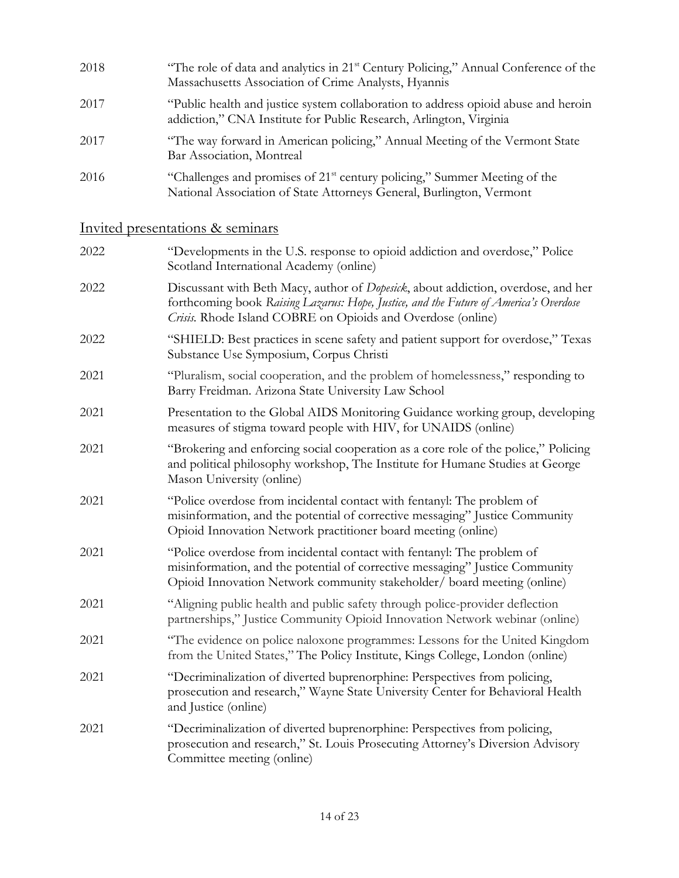2018 — "The role of data and analytics in 21st Century Policing," Annual Conference of the Massachusetts Association of Crime Analysts, Hyannis

2017 — "Public health and justice system collaboration to address opioid abuse and heroin addiction," CNA Institute for Public Research, Arlington, Virginia

2017 — "The way forward in American policing," Annual Meeting of the Vermont State Bar Association, Montreal

2016 — "Challenges and promises of 21st century policing," Summer Meeting of the National Association of State Attorneys General, Burlington, Vermont

## Invited presentations & seminars

2022 — "Developments in the U.S. response to opioid addiction and overdose," Police Scotland International Academy (online)

2022 — Discussant with Beth Macy, author of *Dopesick*, about addiction, overdose, and her forthcoming book *Raising Lazarus: Hope, Justice, and the Future of America's Overdose Crisis.* Rhode Island COBRE on Opioids and Overdose (online)

2022 — "SHIELD: Best practices in scene safety and patient support for overdose," Texas Substance Use Symposium, Corpus Christi

2021 — "Pluralism, social cooperation, and the problem of homelessness," responding to Barry Freidman. Arizona State University Law School

2021 — Presentation to the Global AIDS Monitoring Guidance working group, developing measures of stigma toward people with HIV, for UNAIDS (online)

2021 — "Brokering and enforcing social cooperation as a core role of the police," Policing and political philosophy workshop, The Institute for Humane Studies at George Mason University (online)

2021 — "Police overdose from incidental contact with fentanyl: The problem of misinformation, and the potential of corrective messaging" Justice Community Opioid Innovation Network practitioner board meeting (online)

2021 — "Police overdose from incidental contact with fentanyl: The problem of misinformation, and the potential of corrective messaging" Justice Community Opioid Innovation Network community stakeholder/ board meeting (online)

2021 — "Aligning public health and public safety through police-provider deflection partnerships," Justice Community Opioid Innovation Network webinar (online)

2021 — "The evidence on police naloxone programmes: Lessons for the United Kingdom from the United States," The Policy Institute, Kings College, London (online)

2021 — "Decriminalization of diverted buprenorphine: Perspectives from policing, prosecution and research," Wayne State University Center for Behavioral Health and Justice (online)

2021 — "Decriminalization of diverted buprenorphine: Perspectives from policing, prosecution and research," St. Louis Prosecuting Attorney's Diversion Advisory Committee meeting (online)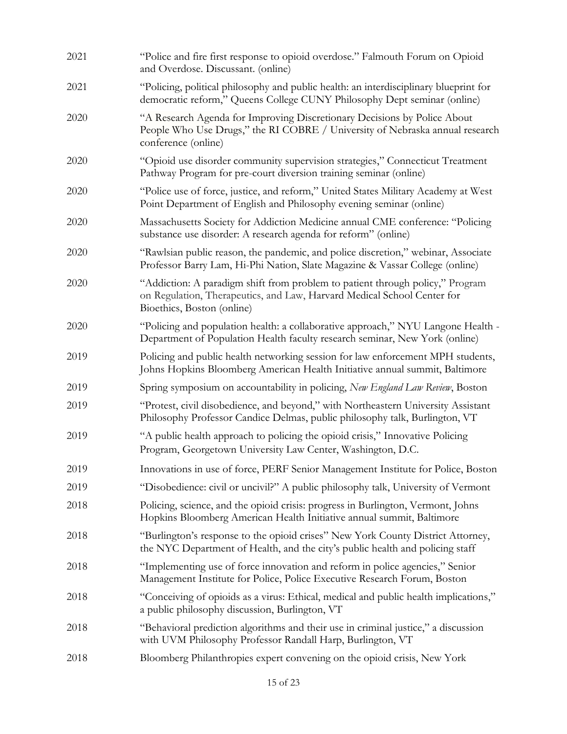2021 "Police and fire first response to opioid overdose." Falmouth Forum on Opioid and Overdose. Discussant. (online)

2021 "Policing, political philosophy and public health: an interdisciplinary blueprint for democratic reform," Queens College CUNY Philosophy Dept seminar (online)

2020 "A Research Agenda for Improving Discretionary Decisions by Police About People Who Use Drugs," the RI COBRE / University of Nebraska annual research conference (online)

2020 "Opioid use disorder community supervision strategies," Connecticut Treatment Pathway Program for pre-court diversion training seminar (online)

2020 "Police use of force, justice, and reform," United States Military Academy at West Point Department of English and Philosophy evening seminar (online)

2020 Massachusetts Society for Addiction Medicine annual CME conference: "Policing substance use disorder: A research agenda for reform" (online)

2020 "Rawlsian public reason, the pandemic, and police discretion," webinar, Associate Professor Barry Lam, Hi-Phi Nation, Slate Magazine & Vassar College (online)

2020 "Addiction: A paradigm shift from problem to patient through policy," Program on Regulation, Therapeutics, and Law, Harvard Medical School Center for Bioethics, Boston (online)

2020 "Policing and population health: a collaborative approach," NYU Langone Health - Department of Population Health faculty research seminar, New York (online)

2019 Policing and public health networking session for law enforcement MPH students, Johns Hopkins Bloomberg American Health Initiative annual summit, Baltimore

2019 Spring symposium on accountability in policing, *New England Law Review*, Boston

2019 "Protest, civil disobedience, and beyond," with Northeastern University Assistant Philosophy Professor Candice Delmas, public philosophy talk, Burlington, VT

2019 "A public health approach to policing the opioid crisis," Innovative Policing Program, Georgetown University Law Center, Washington, D.C.

2019 Innovations in use of force, PERF Senior Management Institute for Police, Boston

2019 "Disobedience: civil or uncivil?" A public philosophy talk, University of Vermont

2018 Policing, science, and the opioid crisis: progress in Burlington, Vermont, Johns Hopkins Bloomberg American Health Initiative annual summit, Baltimore

2018 "Burlington's response to the opioid crises" New York County District Attorney, the NYC Department of Health, and the city's public health and policing staff

2018 "Implementing use of force innovation and reform in police agencies," Senior Management Institute for Police, Police Executive Research Forum, Boston

2018 "Conceiving of opioids as a virus: Ethical, medical and public health implications," a public philosophy discussion, Burlington, VT

2018 "Behavioral prediction algorithms and their use in criminal justice," a discussion with UVM Philosophy Professor Randall Harp, Burlington, VT

2018 Bloomberg Philanthropies expert convening on the opioid crisis, New York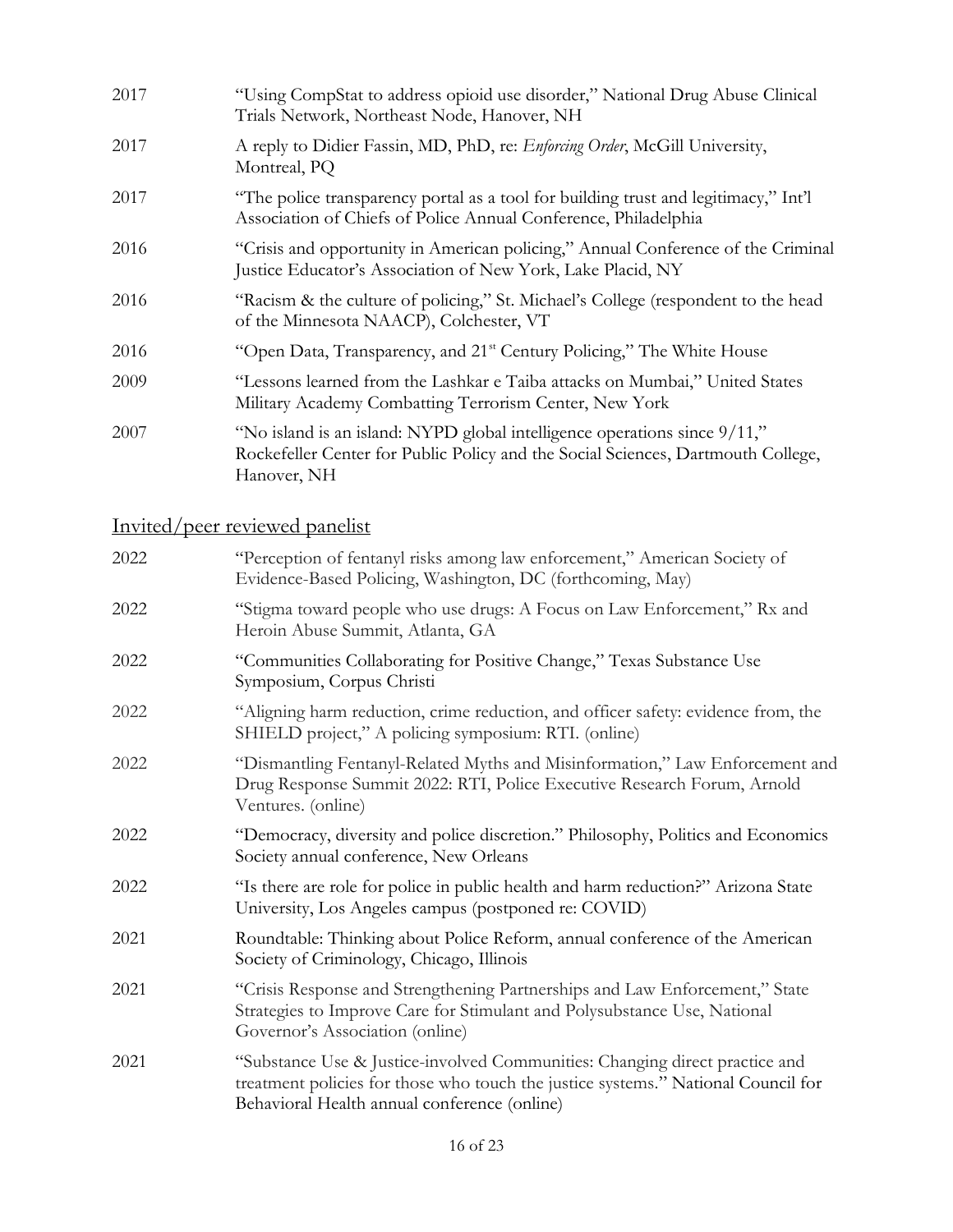2017 "Using CompStat to address opioid use disorder," National Drug Abuse Clinical Trials Network, Northeast Node, Hanover, NH

2017 A reply to Didier Fassin, MD, PhD, re: *Enforcing Order*, McGill University, Montreal, PQ

2017 "The police transparency portal as a tool for building trust and legitimacy," Int'l Association of Chiefs of Police Annual Conference, Philadelphia

2016 "Crisis and opportunity in American policing," Annual Conference of the Criminal Justice Educator's Association of New York, Lake Placid, NY

2016 "Racism & the culture of policing," St. Michael's College (respondent to the head of the Minnesota NAACP), Colchester, VT

2016 "Open Data, Transparency, and 21st Century Policing," The White House

2009 "Lessons learned from the Lashkar e Taiba attacks on Mumbai," United States Military Academy Combatting Terrorism Center, New York

2007 "No island is an island: NYPD global intelligence operations since 9/11," Rockefeller Center for Public Policy and the Social Sciences, Dartmouth College, Hanover, NH

## Invited/peer reviewed panelist

2022 "Perception of fentanyl risks among law enforcement," American Society of Evidence-Based Policing, Washington, DC (forthcoming, May)

2022 "Stigma toward people who use drugs: A Focus on Law Enforcement," Rx and Heroin Abuse Summit, Atlanta, GA

2022 "Communities Collaborating for Positive Change," Texas Substance Use Symposium, Corpus Christi

2022 "Aligning harm reduction, crime reduction, and officer safety: evidence from, the SHIELD project," A policing symposium: RTI. (online)

2022 "Dismantling Fentanyl-Related Myths and Misinformation," Law Enforcement and Drug Response Summit 2022: RTI, Police Executive Research Forum, Arnold Ventures. (online)

2022 "Democracy, diversity and police discretion." Philosophy, Politics and Economics Society annual conference, New Orleans

2022 "Is there are role for police in public health and harm reduction?" Arizona State University, Los Angeles campus (postponed re: COVID)

2021 Roundtable: Thinking about Police Reform, annual conference of the American Society of Criminology, Chicago, Illinois

2021 "Crisis Response and Strengthening Partnerships and Law Enforcement," State Strategies to Improve Care for Stimulant and Polysubstance Use, National Governor's Association (online)

2021 "Substance Use & Justice-involved Communities: Changing direct practice and treatment policies for those who touch the justice systems." National Council for Behavioral Health annual conference (online)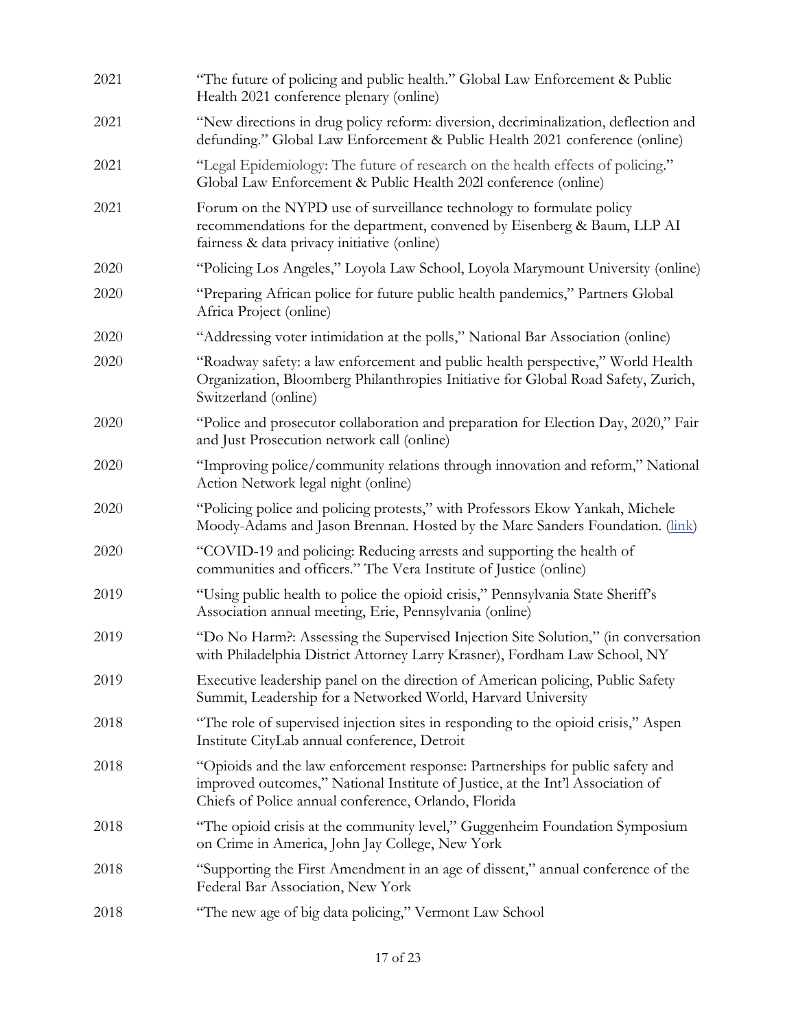| | |
|---|---|
| 2021 | "The future of policing and public health." Global Law Enforcement & Public Health 2021 conference plenary (online) |
| 2021 | "New directions in drug policy reform: diversion, decriminalization, deflection and defunding." Global Law Enforcement & Public Health 2021 conference (online) |
| 2021 | "Legal Epidemiology: The future of research on the health effects of policing." Global Law Enforcement & Public Health 202l conference (online) |
| 2021 | Forum on the NYPD use of surveillance technology to formulate policy recommendations for the department, convened by Eisenberg & Baum, LLP AI fairness & data privacy initiative (online) |
| 2020 | "Policing Los Angeles," Loyola Law School, Loyola Marymount University (online) |
| 2020 | "Preparing African police for future public health pandemics," Partners Global Africa Project (online) |
| 2020 | "Addressing voter intimidation at the polls," National Bar Association (online) |
| 2020 | "Roadway safety: a law enforcement and public health perspective," World Health Organization, Bloomberg Philanthropies Initiative for Global Road Safety, Zurich, Switzerland (online) |
| 2020 | "Police and prosecutor collaboration and preparation for Election Day, 2020," Fair and Just Prosecution network call (online) |
| 2020 | "Improving police/community relations through innovation and reform," National Action Network legal night (online) |
| 2020 | "Policing police and policing protests," with Professors Ekow Yankah, Michele Moody-Adams and Jason Brennan. Hosted by the Marc Sanders Foundation. (link) |
| 2020 | "COVID-19 and policing: Reducing arrests and supporting the health of communities and officers." The Vera Institute of Justice (online) |
| 2019 | "Using public health to police the opioid crisis," Pennsylvania State Sheriff's Association annual meeting, Erie, Pennsylvania (online) |
| 2019 | "Do No Harm?: Assessing the Supervised Injection Site Solution," (in conversation with Philadelphia District Attorney Larry Krasner), Fordham Law School, NY |
| 2019 | Executive leadership panel on the direction of American policing, Public Safety Summit, Leadership for a Networked World, Harvard University |
| 2018 | "The role of supervised injection sites in responding to the opioid crisis," Aspen Institute CityLab annual conference, Detroit |
| 2018 | "Opioids and the law enforcement response: Partnerships for public safety and improved outcomes," National Institute of Justice, at the Int'l Association of Chiefs of Police annual conference, Orlando, Florida |
| 2018 | "The opioid crisis at the community level," Guggenheim Foundation Symposium on Crime in America, John Jay College, New York |
| 2018 | "Supporting the First Amendment in an age of dissent," annual conference of the Federal Bar Association, New York |
| 2018 | "The new age of big data policing," Vermont Law School |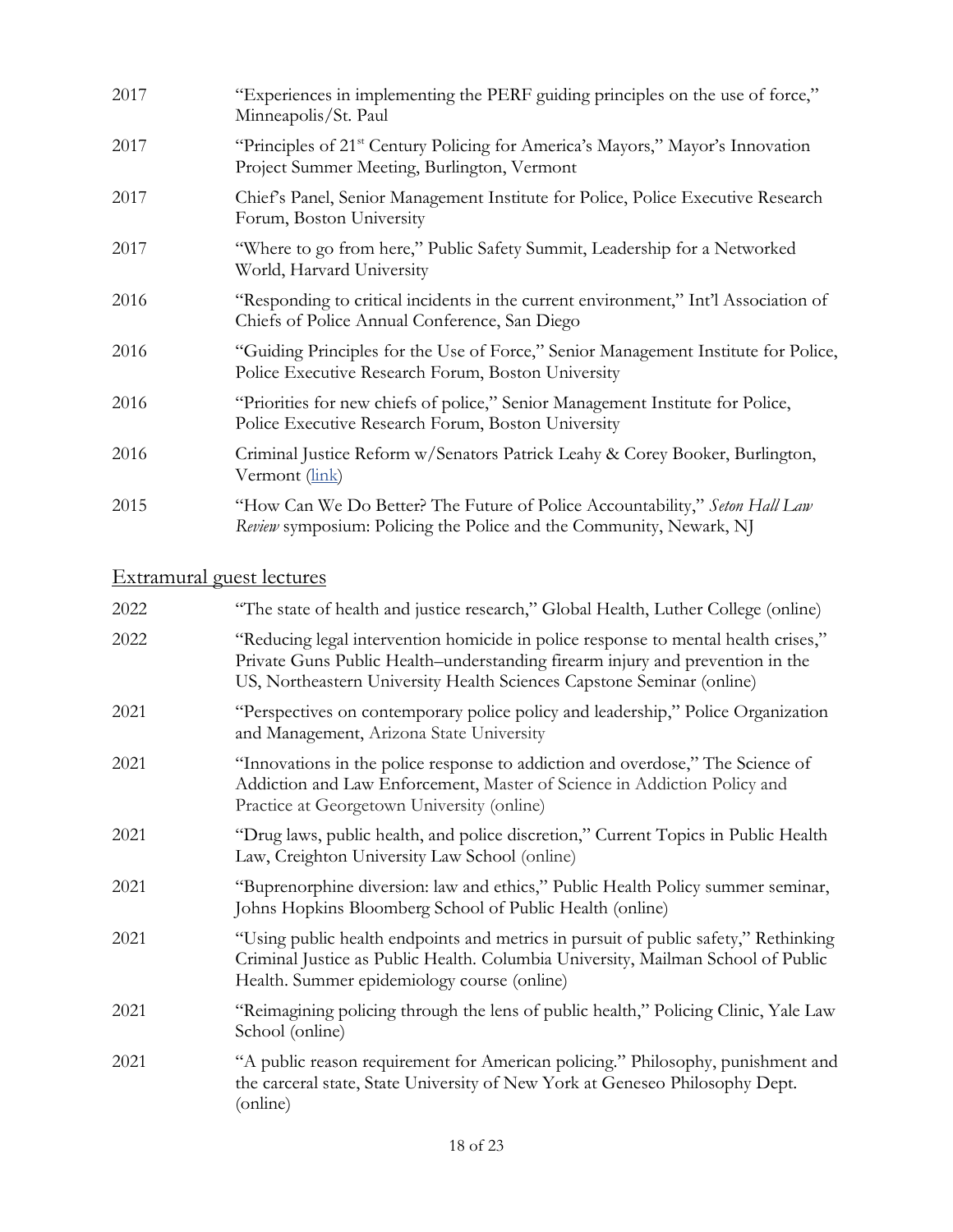| | |
|---|---|
| 2017 | "Experiences in implementing the PERF guiding principles on the use of force," Minneapolis/St. Paul |
| 2017 | "Principles of 21st Century Policing for America's Mayors," Mayor's Innovation Project Summer Meeting, Burlington, Vermont |
| 2017 | Chief's Panel, Senior Management Institute for Police, Police Executive Research Forum, Boston University |
| 2017 | "Where to go from here," Public Safety Summit, Leadership for a Networked World, Harvard University |
| 2016 | "Responding to critical incidents in the current environment," Int'l Association of Chiefs of Police Annual Conference, San Diego |
| 2016 | "Guiding Principles for the Use of Force," Senior Management Institute for Police, Police Executive Research Forum, Boston University |
| 2016 | "Priorities for new chiefs of police," Senior Management Institute for Police, Police Executive Research Forum, Boston University |
| 2016 | Criminal Justice Reform w/Senators Patrick Leahy & Corey Booker, Burlington, Vermont (link) |
| 2015 | "How Can We Do Better? The Future of Police Accountability," *Seton Hall Law Review* symposium: Policing the Police and the Community, Newark, NJ |

## Extramural guest lectures

| | |
|---|---|
| 2022 | "The state of health and justice research," Global Health, Luther College (online) |
| 2022 | "Reducing legal intervention homicide in police response to mental health crises," Private Guns Public Health–understanding firearm injury and prevention in the US, Northeastern University Health Sciences Capstone Seminar (online) |
| 2021 | "Perspectives on contemporary police policy and leadership," Police Organization and Management, Arizona State University |
| 2021 | "Innovations in the police response to addiction and overdose," The Science of Addiction and Law Enforcement, Master of Science in Addiction Policy and Practice at Georgetown University (online) |
| 2021 | "Drug laws, public health, and police discretion," Current Topics in Public Health Law, Creighton University Law School (online) |
| 2021 | "Buprenorphine diversion: law and ethics," Public Health Policy summer seminar, Johns Hopkins Bloomberg School of Public Health (online) |
| 2021 | "Using public health endpoints and metrics in pursuit of public safety," Rethinking Criminal Justice as Public Health. Columbia University, Mailman School of Public Health. Summer epidemiology course (online) |
| 2021 | "Reimagining policing through the lens of public health," Policing Clinic, Yale Law School (online) |
| 2021 | "A public reason requirement for American policing." Philosophy, punishment and the carceral state, State University of New York at Geneseo Philosophy Dept. (online) |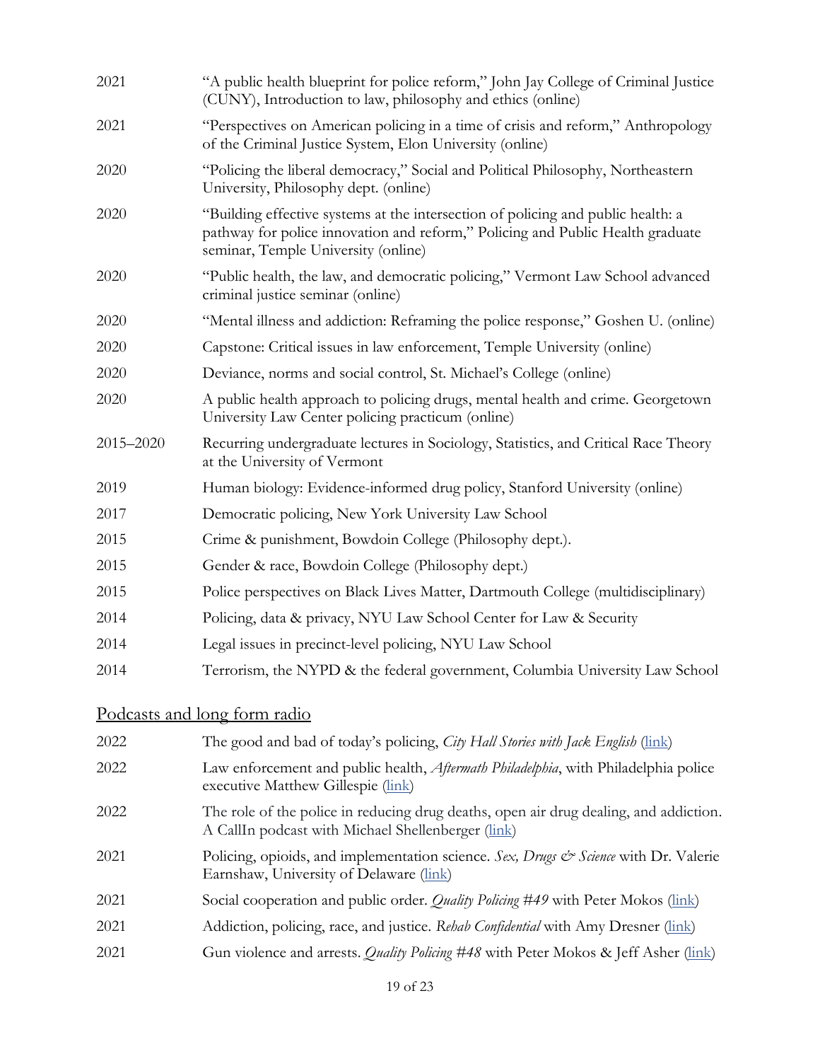| | |
|---|---|
| 2021 | "A public health blueprint for police reform," John Jay College of Criminal Justice (CUNY), Introduction to law, philosophy and ethics (online) |
| 2021 | "Perspectives on American policing in a time of crisis and reform," Anthropology of the Criminal Justice System, Elon University (online) |
| 2020 | "Policing the liberal democracy," Social and Political Philosophy, Northeastern University, Philosophy dept. (online) |
| 2020 | "Building effective systems at the intersection of policing and public health: a pathway for police innovation and reform," Policing and Public Health graduate seminar, Temple University (online) |
| 2020 | "Public health, the law, and democratic policing," Vermont Law School advanced criminal justice seminar (online) |
| 2020 | "Mental illness and addiction: Reframing the police response," Goshen U. (online) |
| 2020 | Capstone: Critical issues in law enforcement, Temple University (online) |
| 2020 | Deviance, norms and social control, St. Michael's College (online) |
| 2020 | A public health approach to policing drugs, mental health and crime. Georgetown University Law Center policing practicum (online) |
| 2015–2020 | Recurring undergraduate lectures in Sociology, Statistics, and Critical Race Theory at the University of Vermont |
| 2019 | Human biology: Evidence-informed drug policy, Stanford University (online) |
| 2017 | Democratic policing, New York University Law School |
| 2015 | Crime & punishment, Bowdoin College (Philosophy dept.). |
| 2015 | Gender & race, Bowdoin College (Philosophy dept.) |
| 2015 | Police perspectives on Black Lives Matter, Dartmouth College (multidisciplinary) |
| 2014 | Policing, data & privacy, NYU Law School Center for Law & Security |
| 2014 | Legal issues in precinct-level policing, NYU Law School |
| 2014 | Terrorism, the NYPD & the federal government, Columbia University Law School |

## Podcasts and long form radio

| | |
|---|---|
| 2022 | The good and bad of today's policing, *City Hall Stories with Jack English* (link) |
| 2022 | Law enforcement and public health, *Aftermath Philadelphia*, with Philadelphia police executive Matthew Gillespie (link) |
| 2022 | The role of the police in reducing drug deaths, open air drug dealing, and addiction. A CallIn podcast with Michael Shellenberger (link) |
| 2021 | Policing, opioids, and implementation science. *Sex, Drugs & Science* with Dr. Valerie Earnshaw, University of Delaware (link) |
| 2021 | Social cooperation and public order. *Quality Policing #49* with Peter Mokos (link) |
| 2021 | Addiction, policing, race, and justice. *Rehab Confidential* with Amy Dresner (link) |
| 2021 | Gun violence and arrests. *Quality Policing #48* with Peter Mokos & Jeff Asher (link) |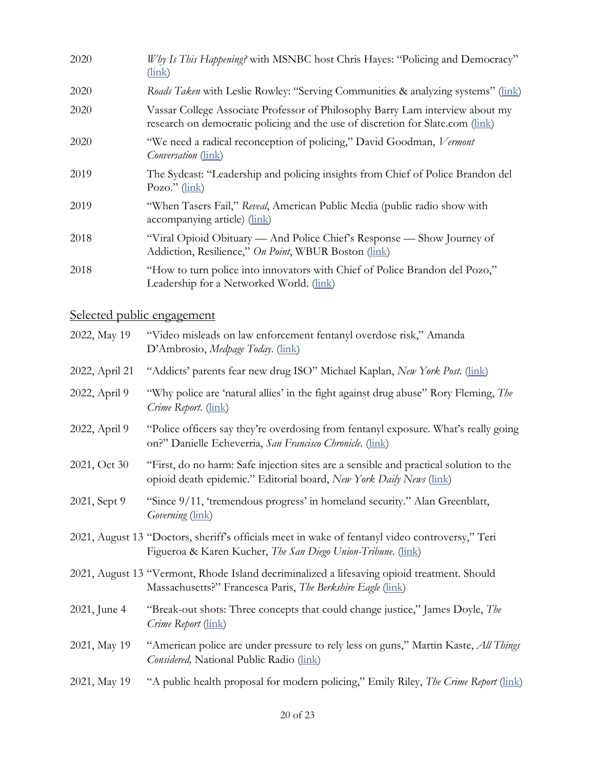| | |
|---|---|
| 2020 | *Why Is This Happening?* with MSNBC host Chris Hayes: "Policing and Democracy" (link) |
| 2020 | *Roads Taken* with Leslie Rowley: "Serving Communities & analyzing systems" (link) |
| 2020 | Vassar College Associate Professor of Philosophy Barry Lam interview about my research on democratic policing and the use of discretion for Slate.com (link) |
| 2020 | "We need a radical reconception of policing," David Goodman, *Vermont Conversation* (link) |
| 2019 | The Sydcast: "Leadership and policing insights from Chief of Police Brandon del Pozo." (link) |
| 2019 | "When Tasers Fail," *Reveal*, American Public Media (public radio show with accompanying article) (link) |
| 2018 | "Viral Opioid Obituary — And Police Chief's Response — Show Journey of Addiction, Resilience," *On Point*, WBUR Boston (link) |
| 2018 | "How to turn police into innovators with Chief of Police Brandon del Pozo," Leadership for a Networked World. (link) |

## Selected public engagement

| | |
|---|---|
| 2022, May 19 | "Video misleads on law enforcement fentanyl overdose risk," Amanda D'Ambrosio, *Medpage Today*. (link) |
| 2022, April 21 | "Addicts' parents fear new drug ISO" Michael Kaplan, *New York Post*. (link) |
| 2022, April 9 | "Why police are 'natural allies' in the fight against drug abuse" Rory Fleming, *The Crime Report*. (link) |
| 2022, April 9 | "Police officers say they're overdosing from fentanyl exposure. What's really going on?" Danielle Echeverria, *San Francisco Chronicle*. (link) |
| 2021, Oct 30 | "First, do no harm: Safe injection sites are a sensible and practical solution to the opioid death epidemic." Editorial board, *New York Daily News* (link) |
| 2021, Sept 9 | "Since 9/11, 'tremendous progress' in homeland security." Alan Greenblatt, *Governing* (link) |
| 2021, August 13 | "Doctors, sheriff's officials meet in wake of fentanyl video controversy," Teri Figueroa & Karen Kucher, *The San Diego Union-Tribune*. (link) |
| 2021, August 13 | "Vermont, Rhode Island decriminalized a lifesaving opioid treatment. Should Massachusetts?" Francesca Paris, *The Berkshire Eagle* (link) |
| 2021, June 4 | "Break-out shots: Three concepts that could change justice," James Doyle, *The Crime Report* (link) |
| 2021, May 19 | "American police are under pressure to rely less on guns," Martin Kaste, *All Things Considered,* National Public Radio (link) |
| 2021, May 19 | "A public health proposal for modern policing," Emily Riley, *The Crime Report* (link) |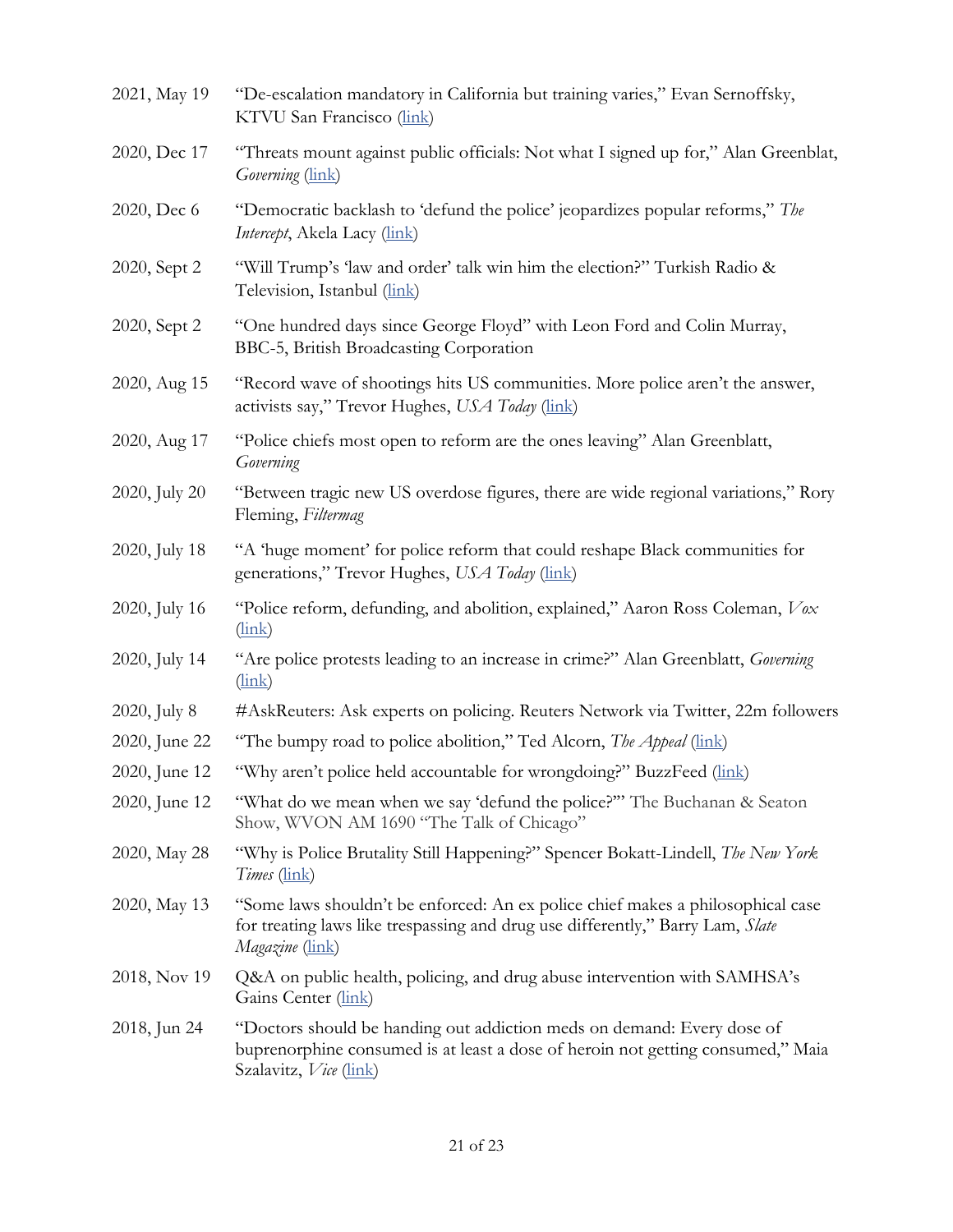2021, May 19 “De-escalation mandatory in California but training varies,” Evan Sernoffsky, KTVU San Francisco (link)

2020, Dec 17 “Threats mount against public officials: Not what I signed up for,” Alan Greenblat, *Governing* (link)

2020, Dec 6 “Democratic backlash to ‘defund the police’ jeopardizes popular reforms,” *The Intercept*, Akela Lacy (link)

2020, Sept 2 “Will Trump’s ‘law and order’ talk win him the election?” Turkish Radio & Television, Istanbul (link)

2020, Sept 2 “One hundred days since George Floyd” with Leon Ford and Colin Murray, BBC-5, British Broadcasting Corporation

2020, Aug 15 “Record wave of shootings hits US communities. More police aren’t the answer, activists say,” Trevor Hughes, *USA Today* (link)

2020, Aug 17 “Police chiefs most open to reform are the ones leaving” Alan Greenblatt, *Governing*

2020, July 20 “Between tragic new US overdose figures, there are wide regional variations,” Rory Fleming, *Filtermag*

2020, July 18 “A ‘huge moment’ for police reform that could reshape Black communities for generations,” Trevor Hughes, *USA Today* (link)

2020, July 16 “Police reform, defunding, and abolition, explained,” Aaron Ross Coleman, *Vox* (link)

2020, July 14 “Are police protests leading to an increase in crime?” Alan Greenblatt, *Governing* (link)

2020, July 8 #AskReuters: Ask experts on policing. Reuters Network via Twitter, 22m followers

2020, June 22 “The bumpy road to police abolition,” Ted Alcorn, *The Appeal* (link)

2020, June 12 “Why aren’t police held accountable for wrongdoing?” BuzzFeed (link)

2020, June 12 “What do we mean when we say ‘defund the police?’” The Buchanan & Seaton Show, WVON AM 1690 “The Talk of Chicago”

2020, May 28 “Why is Police Brutality Still Happening?” Spencer Bokatt-Lindell, *The New York Times* (link)

2020, May 13 “Some laws shouldn’t be enforced: An ex police chief makes a philosophical case for treating laws like trespassing and drug use differently,” Barry Lam, *Slate Magazine* (link)

2018, Nov 19 Q&A on public health, policing, and drug abuse intervention with SAMHSA’s Gains Center (link)

2018, Jun 24 “Doctors should be handing out addiction meds on demand: Every dose of buprenorphine consumed is at least a dose of heroin not getting consumed,” Maia Szalavitz, *Vice* (link)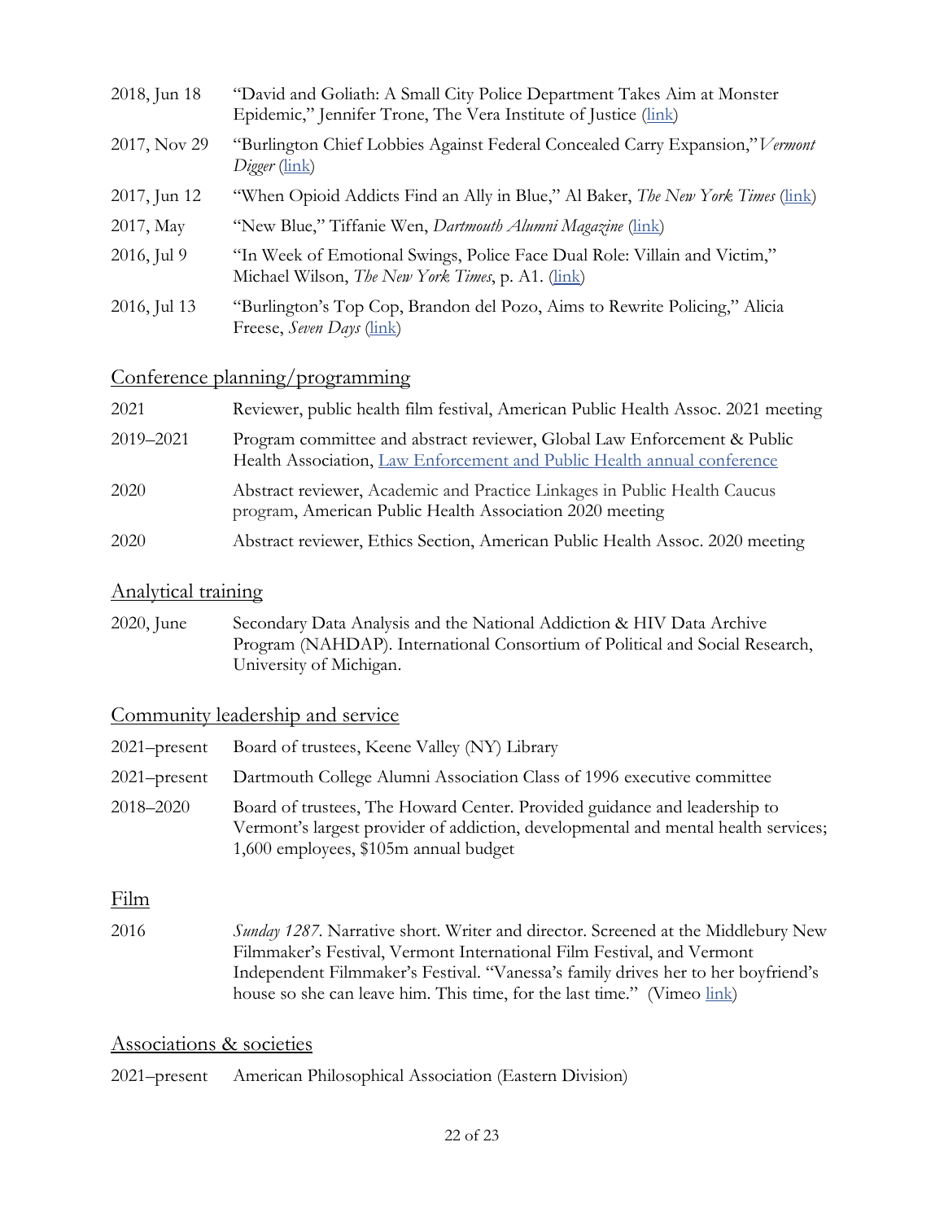| | |
|---|---|
| 2018, Jun 18 | "David and Goliath: A Small City Police Department Takes Aim at Monster Epidemic," Jennifer Trone, The Vera Institute of Justice (link) |
| 2017, Nov 29 | "Burlington Chief Lobbies Against Federal Concealed Carry Expansion," *Vermont Digger* (link) |
| 2017, Jun 12 | "When Opioid Addicts Find an Ally in Blue," Al Baker, *The New York Times* (link) |
| 2017, May | "New Blue," Tiffanie Wen, *Dartmouth Alumni Magazine* (link) |
| 2016, Jul 9 | "In Week of Emotional Swings, Police Face Dual Role: Villain and Victim," Michael Wilson, *The New York Times*, p. A1. (link) |
| 2016, Jul 13 | "Burlington's Top Cop, Brandon del Pozo, Aims to Rewrite Policing," Alicia Freese, *Seven Days* (link) |

## Conference planning/programming

| | |
|---|---|
| 2021 | Reviewer, public health film festival, American Public Health Assoc. 2021 meeting |
| 2019–2021 | Program committee and abstract reviewer, Global Law Enforcement & Public Health Association, Law Enforcement and Public Health annual conference |
| 2020 | Abstract reviewer, Academic and Practice Linkages in Public Health Caucus program, American Public Health Association 2020 meeting |
| 2020 | Abstract reviewer, Ethics Section, American Public Health Assoc. 2020 meeting |

## Analytical training

| | |
|---|---|
| 2020, June | Secondary Data Analysis and the National Addiction & HIV Data Archive Program (NAHDAP). International Consortium of Political and Social Research, University of Michigan. |

## Community leadership and service

| | |
|---|---|
| 2021–present | Board of trustees, Keene Valley (NY) Library |
| 2021–present | Dartmouth College Alumni Association Class of 1996 executive committee |
| 2018–2020 | Board of trustees, The Howard Center. Provided guidance and leadership to Vermont's largest provider of addiction, developmental and mental health services; 1,600 employees, $105m annual budget |

## Film

| | |
|---|---|
| 2016 | *Sunday 1287*. Narrative short. Writer and director. Screened at the Middlebury New Filmmaker's Festival, Vermont International Film Festival, and Vermont Independent Filmmaker's Festival. "Vanessa's family drives her to her boyfriend's house so she can leave him. This time, for the last time." (Vimeo link) |

## Associations & societies

| | |
|---|---|
| 2021–present | American Philosophical Association (Eastern Division) |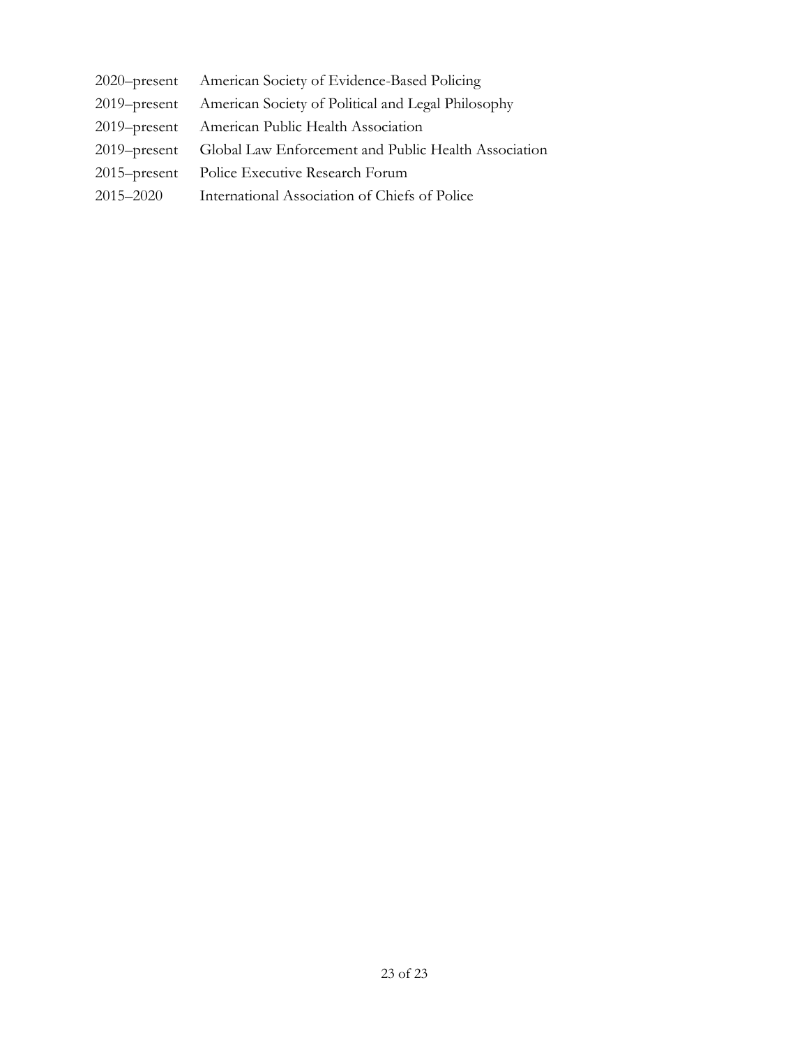| | |
|---|---|
| 2020–present | American Society of Evidence-Based Policing |
| 2019–present | American Society of Political and Legal Philosophy |
| 2019–present | American Public Health Association |
| 2019–present | Global Law Enforcement and Public Health Association |
| 2015–present | Police Executive Research Forum |
| 2015–2020 | International Association of Chiefs of Police |